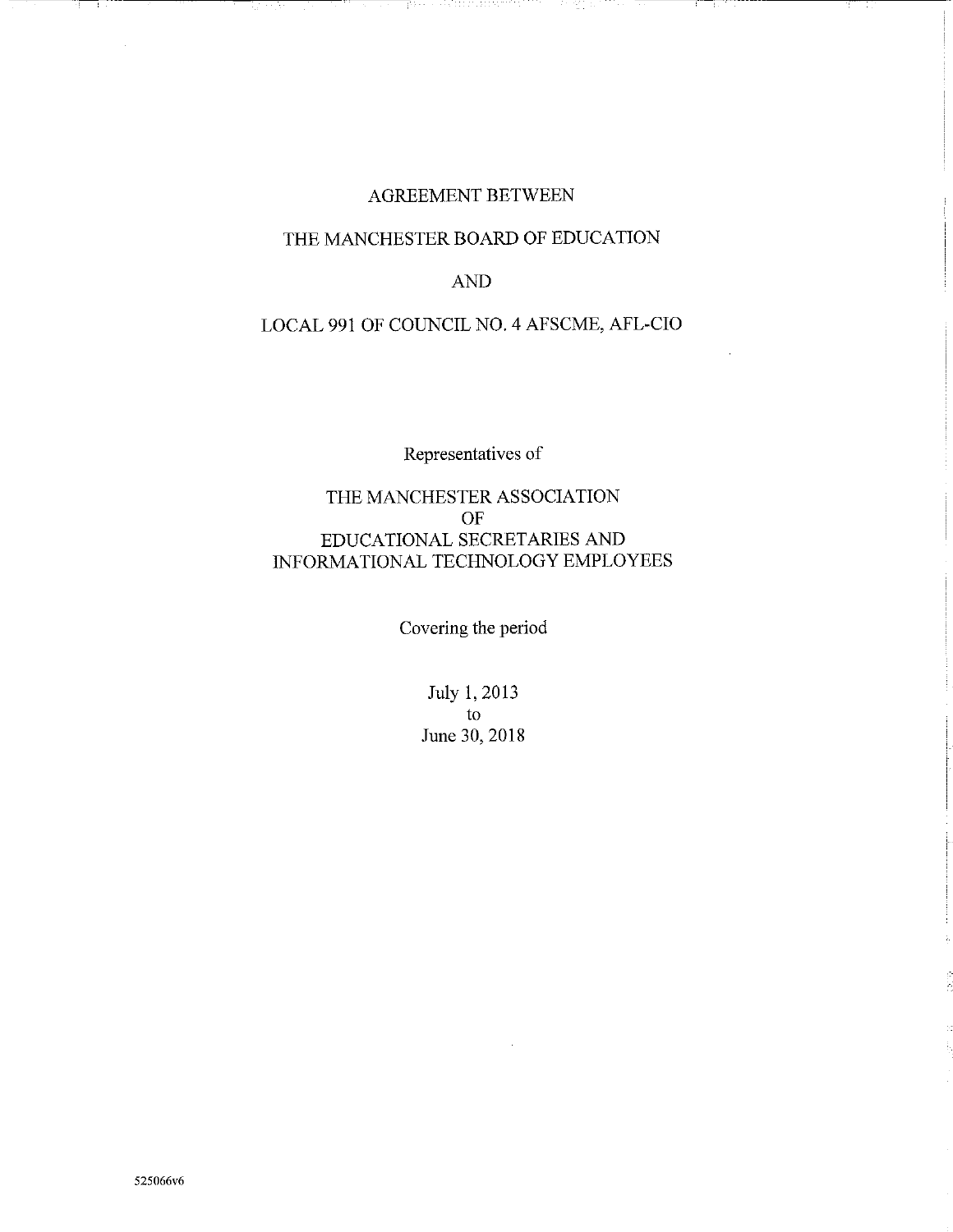# AGREEMENT BETWEEN

# THE MANCHESTER BOARD OF EDUCATION

# AND

# LOCAL 991 OF COUNCIL NO. 4 AFSCME, AFL-CIO

Representatives of

THE MANCHESTER ASSOCIATION
OF
EDUCATIONAL SECRETARIES AND
INFORMATIONAL TECHNOLOGY EMPLOYEES

Covering the period

July 1, 2013
to
June 30, 2018

525066v6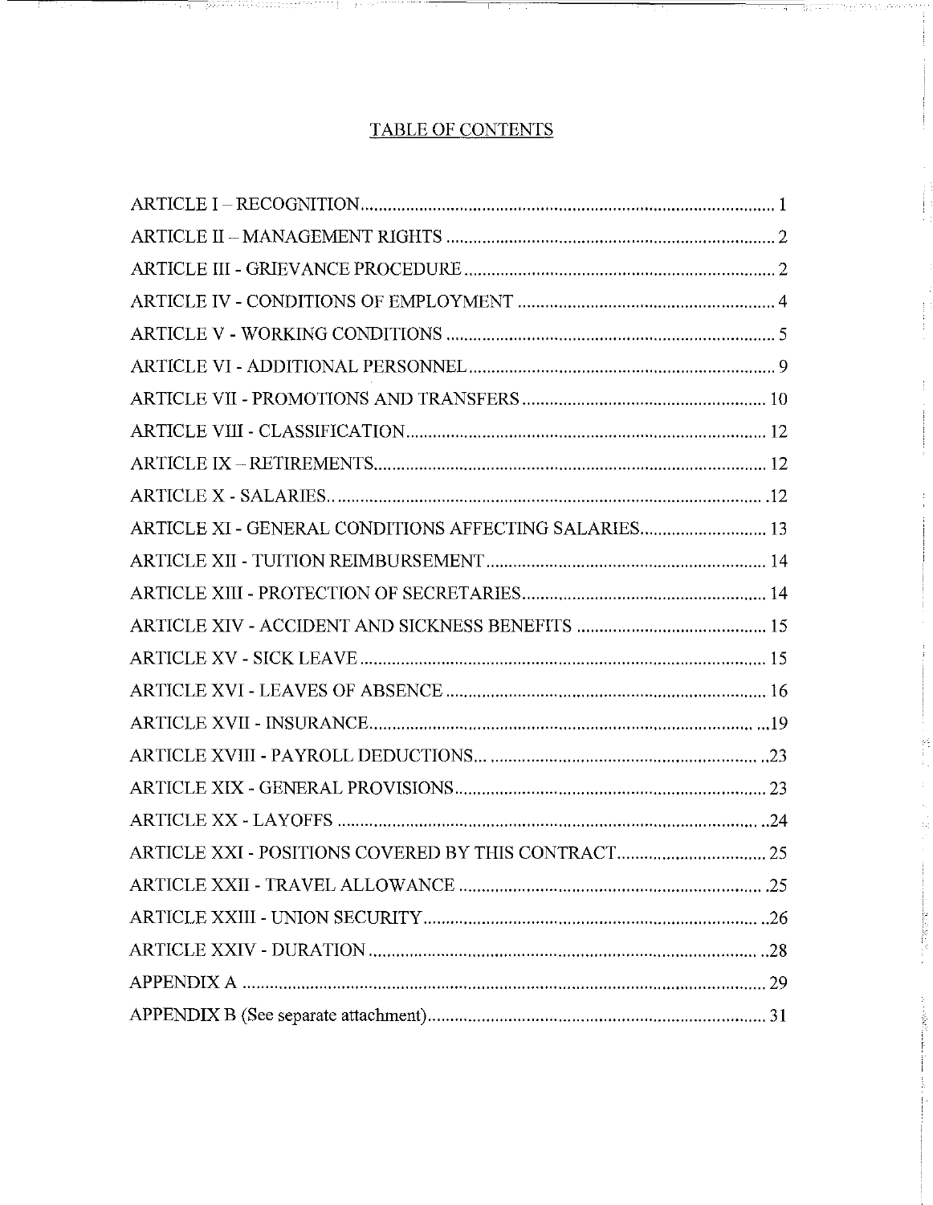# TABLE OF CONTENTS

| | |
|---|---|
| ARTICLE I – RECOGNITION | 1 |
| ARTICLE II – MANAGEMENT RIGHTS | 2 |
| ARTICLE III - GRIEVANCE PROCEDURE | 2 |
| ARTICLE IV - CONDITIONS OF EMPLOYMENT | 4 |
| ARTICLE V - WORKING CONDITIONS | 5 |
| ARTICLE VI - ADDITIONAL PERSONNEL | 9 |
| ARTICLE VII - PROMOTIONS AND TRANSFERS | 10 |
| ARTICLE VIII - CLASSIFICATION | 12 |
| ARTICLE IX – RETIREMENTS | 12 |
| ARTICLE X - SALARIES | 12 |
| ARTICLE XI - GENERAL CONDITIONS AFFECTING SALARIES | 13 |
| ARTICLE XII - TUITION REIMBURSEMENT | 14 |
| ARTICLE XIII - PROTECTION OF SECRETARIES | 14 |
| ARTICLE XIV - ACCIDENT AND SICKNESS BENEFITS | 15 |
| ARTICLE XV - SICK LEAVE | 15 |
| ARTICLE XVI - LEAVES OF ABSENCE | 16 |
| ARTICLE XVII - INSURANCE | 19 |
| ARTICLE XVIII - PAYROLL DEDUCTIONS | 23 |
| ARTICLE XIX - GENERAL PROVISIONS | 23 |
| ARTICLE XX - LAYOFFS | 24 |
| ARTICLE XXI - POSITIONS COVERED BY THIS CONTRACT | 25 |
| ARTICLE XXII - TRAVEL ALLOWANCE | 25 |
| ARTICLE XXIII - UNION SECURITY | 26 |
| ARTICLE XXIV - DURATION | 28 |
| APPENDIX A | 29 |
| APPENDIX B (See separate attachment) | 31 |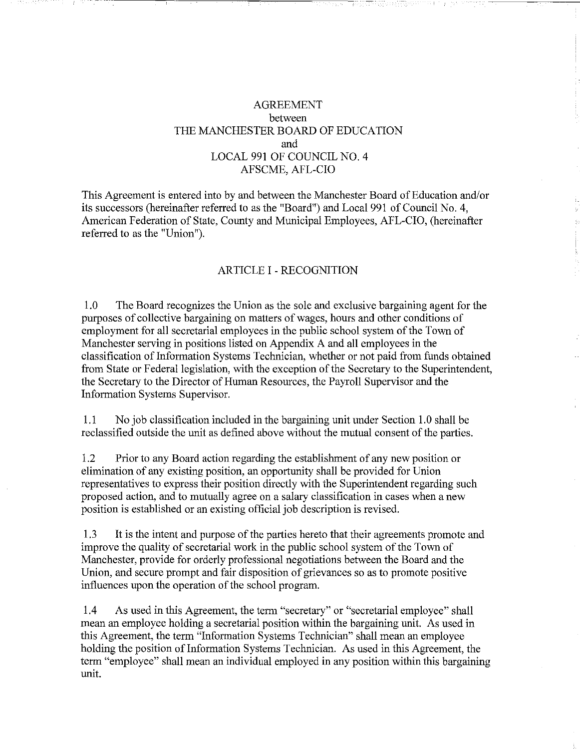# AGREEMENT
## between
## THE MANCHESTER BOARD OF EDUCATION
## and
## LOCAL 991 OF COUNCIL NO. 4
## AFSCME, AFL-CIO

This Agreement is entered into by and between the Manchester Board of Education and/or its successors (hereinafter referred to as the "Board") and Local 991 of Council No. 4, American Federation of State, County and Municipal Employees, AFL-CIO, (hereinafter referred to as the "Union").

## ARTICLE I - RECOGNITION

1.0 The Board recognizes the Union as the sole and exclusive bargaining agent for the purposes of collective bargaining on matters of wages, hours and other conditions of employment for all secretarial employees in the public school system of the Town of Manchester serving in positions listed on Appendix A and all employees in the classification of Information Systems Technician, whether or not paid from funds obtained from State or Federal legislation, with the exception of the Secretary to the Superintendent, the Secretary to the Director of Human Resources, the Payroll Supervisor and the Information Systems Supervisor.

1.1 No job classification included in the bargaining unit under Section 1.0 shall be reclassified outside the unit as defined above without the mutual consent of the parties.

1.2 Prior to any Board action regarding the establishment of any new position or elimination of any existing position, an opportunity shall be provided for Union representatives to express their position directly with the Superintendent regarding such proposed action, and to mutually agree on a salary classification in cases when a new position is established or an existing official job description is revised.

1.3 It is the intent and purpose of the parties hereto that their agreements promote and improve the quality of secretarial work in the public school system of the Town of Manchester, provide for orderly professional negotiations between the Board and the Union, and secure prompt and fair disposition of grievances so as to promote positive influences upon the operation of the school program.

1.4 As used in this Agreement, the term "secretary" or "secretarial employee" shall mean an employee holding a secretarial position within the bargaining unit. As used in this Agreement, the term "Information Systems Technician" shall mean an employee holding the position of Information Systems Technician. As used in this Agreement, the term "employee" shall mean an individual employed in any position within this bargaining unit.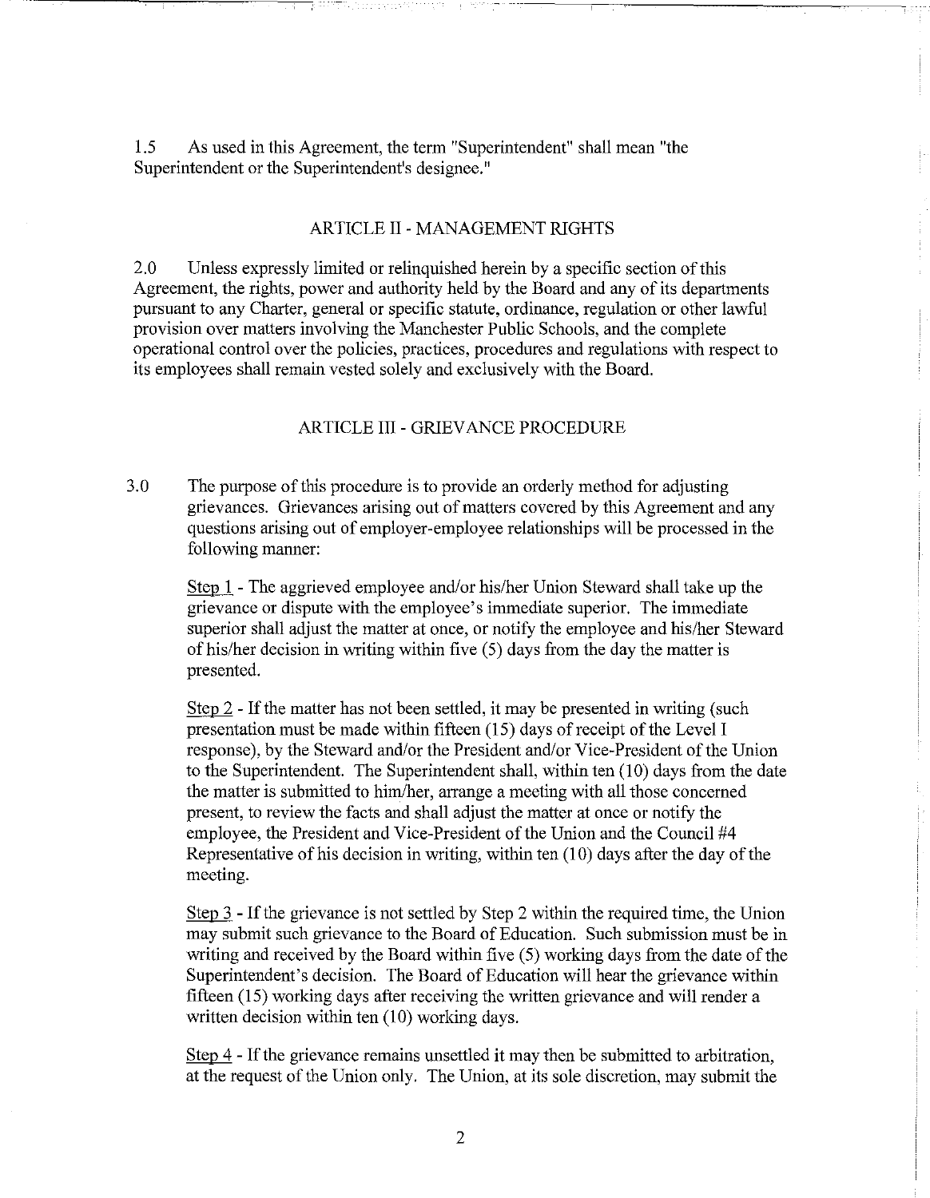1.5 As used in this Agreement, the term "Superintendent" shall mean "the Superintendent or the Superintendent's designee."

## ARTICLE II - MANAGEMENT RIGHTS

2.0 Unless expressly limited or relinquished herein by a specific section of this Agreement, the rights, power and authority held by the Board and any of its departments pursuant to any Charter, general or specific statute, ordinance, regulation or other lawful provision over matters involving the Manchester Public Schools, and the complete operational control over the policies, practices, procedures and regulations with respect to its employees shall remain vested solely and exclusively with the Board.

## ARTICLE III - GRIEVANCE PROCEDURE

3.0 The purpose of this procedure is to provide an orderly method for adjusting grievances. Grievances arising out of matters covered by this Agreement and any questions arising out of employer-employee relationships will be processed in the following manner:

<u>Step 1</u> - The aggrieved employee and/or his/her Union Steward shall take up the grievance or dispute with the employee's immediate superior. The immediate superior shall adjust the matter at once, or notify the employee and his/her Steward of his/her decision in writing within five (5) days from the day the matter is presented.

<u>Step 2</u> - If the matter has not been settled, it may be presented in writing (such presentation must be made within fifteen (15) days of receipt of the Level I response), by the Steward and/or the President and/or Vice-President of the Union to the Superintendent. The Superintendent shall, within ten (10) days from the date the matter is submitted to him/her, arrange a meeting with all those concerned present, to review the facts and shall adjust the matter at once or notify the employee, the President and Vice-President of the Union and the Council #4 Representative of his decision in writing, within ten (10) days after the day of the meeting.

<u>Step 3</u> - If the grievance is not settled by Step 2 within the required time, the Union may submit such grievance to the Board of Education. Such submission must be in writing and received by the Board within five (5) working days from the date of the Superintendent's decision. The Board of Education will hear the grievance within fifteen (15) working days after receiving the written grievance and will render a written decision within ten (10) working days.

<u>Step 4</u> - If the grievance remains unsettled it may then be submitted to arbitration, at the request of the Union only. The Union, at its sole discretion, may submit the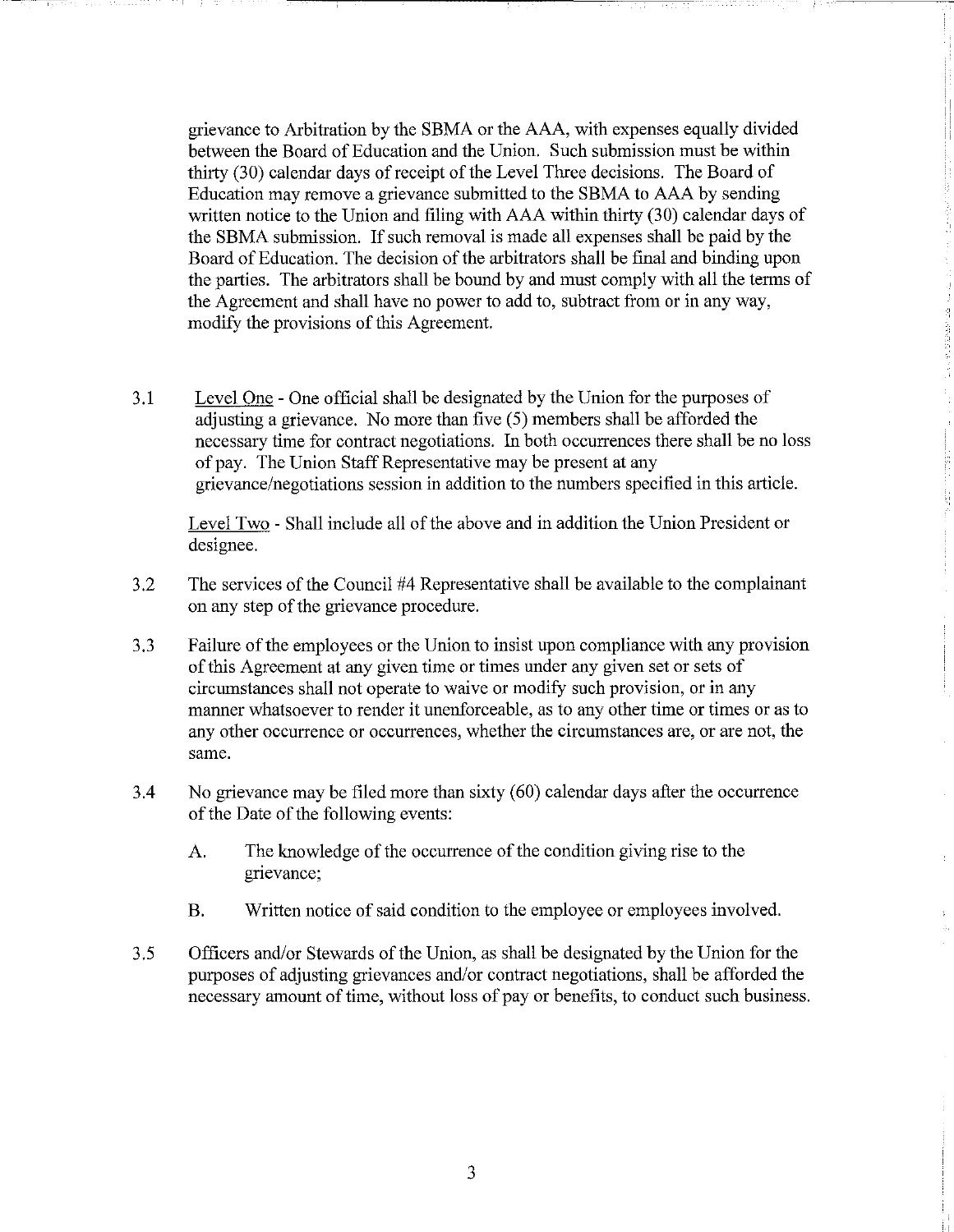grievance to Arbitration by the SBMA or the AAA, with expenses equally divided between the Board of Education and the Union. Such submission must be within thirty (30) calendar days of receipt of the Level Three decisions. The Board of Education may remove a grievance submitted to the SBMA to AAA by sending written notice to the Union and filing with AAA within thirty (30) calendar days of the SBMA submission. If such removal is made all expenses shall be paid by the Board of Education. The decision of the arbitrators shall be final and binding upon the parties. The arbitrators shall be bound by and must comply with all the terms of the Agreement and shall have no power to add to, subtract from or in any way, modify the provisions of this Agreement.

3.1 Level One - One official shall be designated by the Union for the purposes of adjusting a grievance. No more than five (5) members shall be afforded the necessary time for contract negotiations. In both occurrences there shall be no loss of pay. The Union Staff Representative may be present at any grievance/negotiations session in addition to the numbers specified in this article.

Level Two - Shall include all of the above and in addition the Union President or designee.

3.2 The services of the Council #4 Representative shall be available to the complainant on any step of the grievance procedure.

3.3 Failure of the employees or the Union to insist upon compliance with any provision of this Agreement at any given time or times under any given set or sets of circumstances shall not operate to waive or modify such provision, or in any manner whatsoever to render it unenforceable, as to any other time or times or as to any other occurrence or occurrences, whether the circumstances are, or are not, the same.

3.4 No grievance may be filed more than sixty (60) calendar days after the occurrence of the Date of the following events:

A. The knowledge of the occurrence of the condition giving rise to the grievance;

B. Written notice of said condition to the employee or employees involved.

3.5 Officers and/or Stewards of the Union, as shall be designated by the Union for the purposes of adjusting grievances and/or contract negotiations, shall be afforded the necessary amount of time, without loss of pay or benefits, to conduct such business.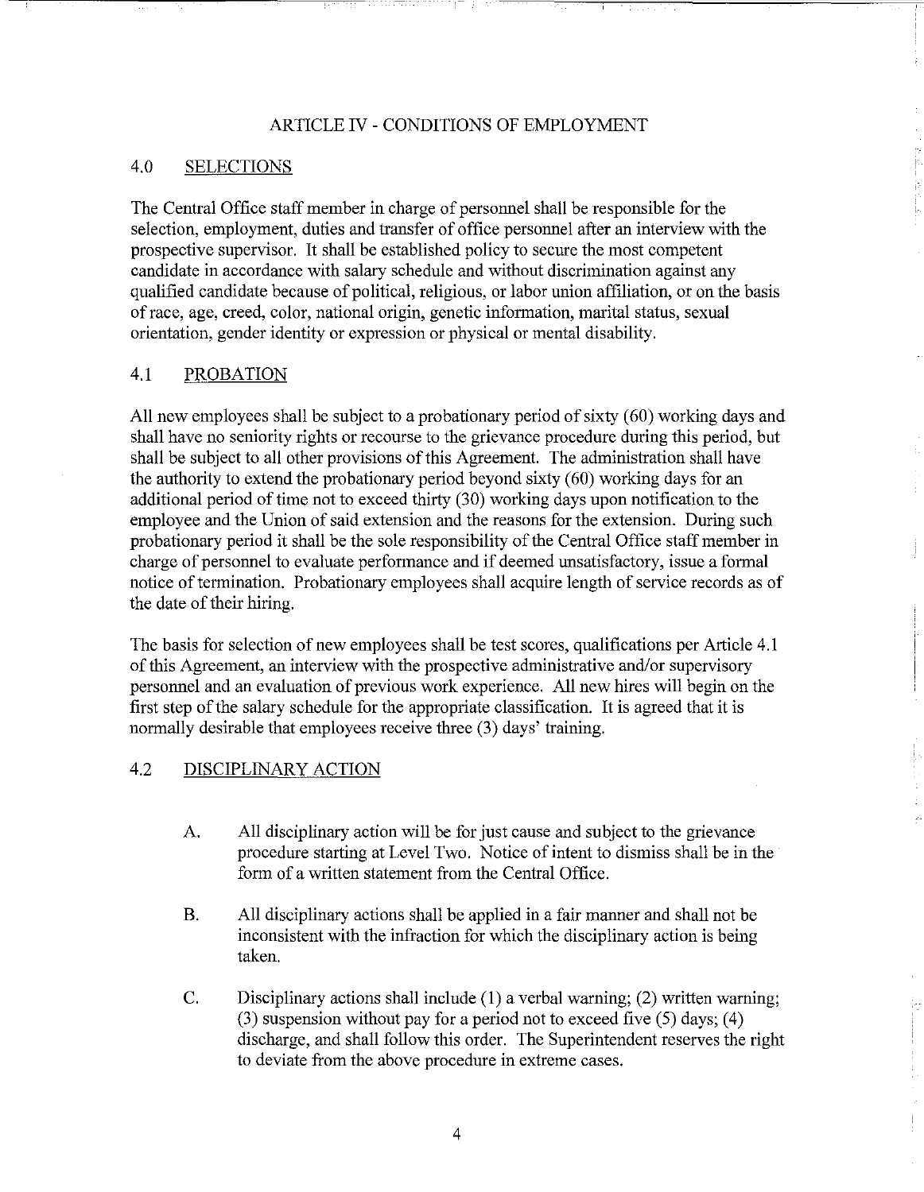## ARTICLE IV - CONDITIONS OF EMPLOYMENT

### 4.0 SELECTIONS

The Central Office staff member in charge of personnel shall be responsible for the selection, employment, duties and transfer of office personnel after an interview with the prospective supervisor. It shall be established policy to secure the most competent candidate in accordance with salary schedule and without discrimination against any qualified candidate because of political, religious, or labor union affiliation, or on the basis of race, age, creed, color, national origin, genetic information, marital status, sexual orientation, gender identity or expression or physical or mental disability.

### 4.1 PROBATION

All new employees shall be subject to a probationary period of sixty (60) working days and shall have no seniority rights or recourse to the grievance procedure during this period, but shall be subject to all other provisions of this Agreement. The administration shall have the authority to extend the probationary period beyond sixty (60) working days for an additional period of time not to exceed thirty (30) working days upon notification to the employee and the Union of said extension and the reasons for the extension. During such probationary period it shall be the sole responsibility of the Central Office staff member in charge of personnel to evaluate performance and if deemed unsatisfactory, issue a formal notice of termination. Probationary employees shall acquire length of service records as of the date of their hiring.

The basis for selection of new employees shall be test scores, qualifications per Article 4.1 of this Agreement, an interview with the prospective administrative and/or supervisory personnel and an evaluation of previous work experience. All new hires will begin on the first step of the salary schedule for the appropriate classification. It is agreed that it is normally desirable that employees receive three (3) days' training.

### 4.2 DISCIPLINARY ACTION

A. All disciplinary action will be for just cause and subject to the grievance procedure starting at Level Two. Notice of intent to dismiss shall be in the form of a written statement from the Central Office.

B. All disciplinary actions shall be applied in a fair manner and shall not be inconsistent with the infraction for which the disciplinary action is being taken.

C. Disciplinary actions shall include (1) a verbal warning; (2) written warning; (3) suspension without pay for a period not to exceed five (5) days; (4) discharge, and shall follow this order. The Superintendent reserves the right to deviate from the above procedure in extreme cases.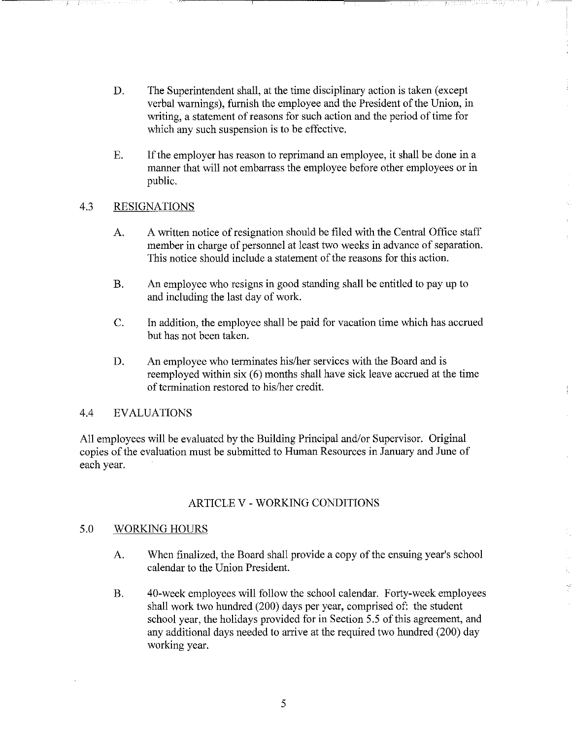D. The Superintendent shall, at the time disciplinary action is taken (except verbal warnings), furnish the employee and the President of the Union, in writing, a statement of reasons for such action and the period of time for which any such suspension is to be effective.

E. If the employer has reason to reprimand an employee, it shall be done in a manner that will not embarrass the employee before other employees or in public.

### 4.3 RESIGNATIONS

A. A written notice of resignation should be filed with the Central Office staff member in charge of personnel at least two weeks in advance of separation. This notice should include a statement of the reasons for this action.

B. An employee who resigns in good standing shall be entitled to pay up to and including the last day of work.

C. In addition, the employee shall be paid for vacation time which has accrued but has not been taken.

D. An employee who terminates his/her services with the Board and is reemployed within six (6) months shall have sick leave accrued at the time of termination restored to his/her credit.

### 4.4 EVALUATIONS

All employees will be evaluated by the Building Principal and/or Supervisor. Original copies of the evaluation must be submitted to Human Resources in January and June of each year.

## ARTICLE V - WORKING CONDITIONS

### 5.0 WORKING HOURS

A. When finalized, the Board shall provide a copy of the ensuing year's school calendar to the Union President.

B. 40-week employees will follow the school calendar. Forty-week employees shall work two hundred (200) days per year, comprised of: the student school year, the holidays provided for in Section 5.5 of this agreement, and any additional days needed to arrive at the required two hundred (200) day working year.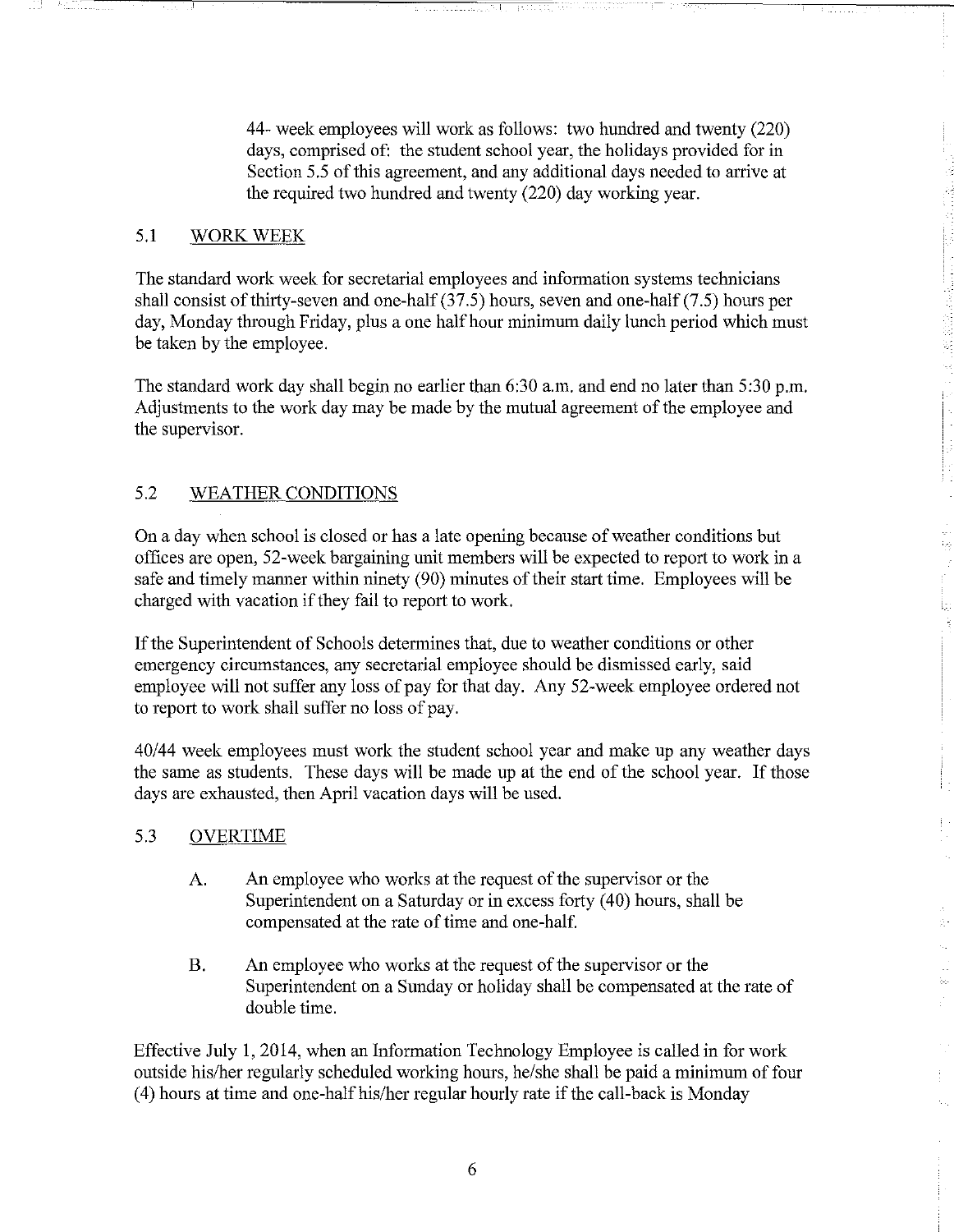44- week employees will work as follows: two hundred and twenty (220) days, comprised of: the student school year, the holidays provided for in Section 5.5 of this agreement, and any additional days needed to arrive at the required two hundred and twenty (220) day working year.

## 5.1 WORK WEEK

The standard work week for secretarial employees and information systems technicians shall consist of thirty-seven and one-half (37.5) hours, seven and one-half (7.5) hours per day, Monday through Friday, plus a one half hour minimum daily lunch period which must be taken by the employee.

The standard work day shall begin no earlier than 6:30 a.m. and end no later than 5:30 p.m. Adjustments to the work day may be made by the mutual agreement of the employee and the supervisor.

## 5.2 WEATHER CONDITIONS

On a day when school is closed or has a late opening because of weather conditions but offices are open, 52-week bargaining unit members will be expected to report to work in a safe and timely manner within ninety (90) minutes of their start time. Employees will be charged with vacation if they fail to report to work.

If the Superintendent of Schools determines that, due to weather conditions or other emergency circumstances, any secretarial employee should be dismissed early, said employee will not suffer any loss of pay for that day. Any 52-week employee ordered not to report to work shall suffer no loss of pay.

40/44 week employees must work the student school year and make up any weather days the same as students. These days will be made up at the end of the school year. If those days are exhausted, then April vacation days will be used.

## 5.3 OVERTIME

A. An employee who works at the request of the supervisor or the Superintendent on a Saturday or in excess forty (40) hours, shall be compensated at the rate of time and one-half.

B. An employee who works at the request of the supervisor or the Superintendent on a Sunday or holiday shall be compensated at the rate of double time.

Effective July 1, 2014, when an Information Technology Employee is called in for work outside his/her regularly scheduled working hours, he/she shall be paid a minimum of four (4) hours at time and one-half his/her regular hourly rate if the call-back is Monday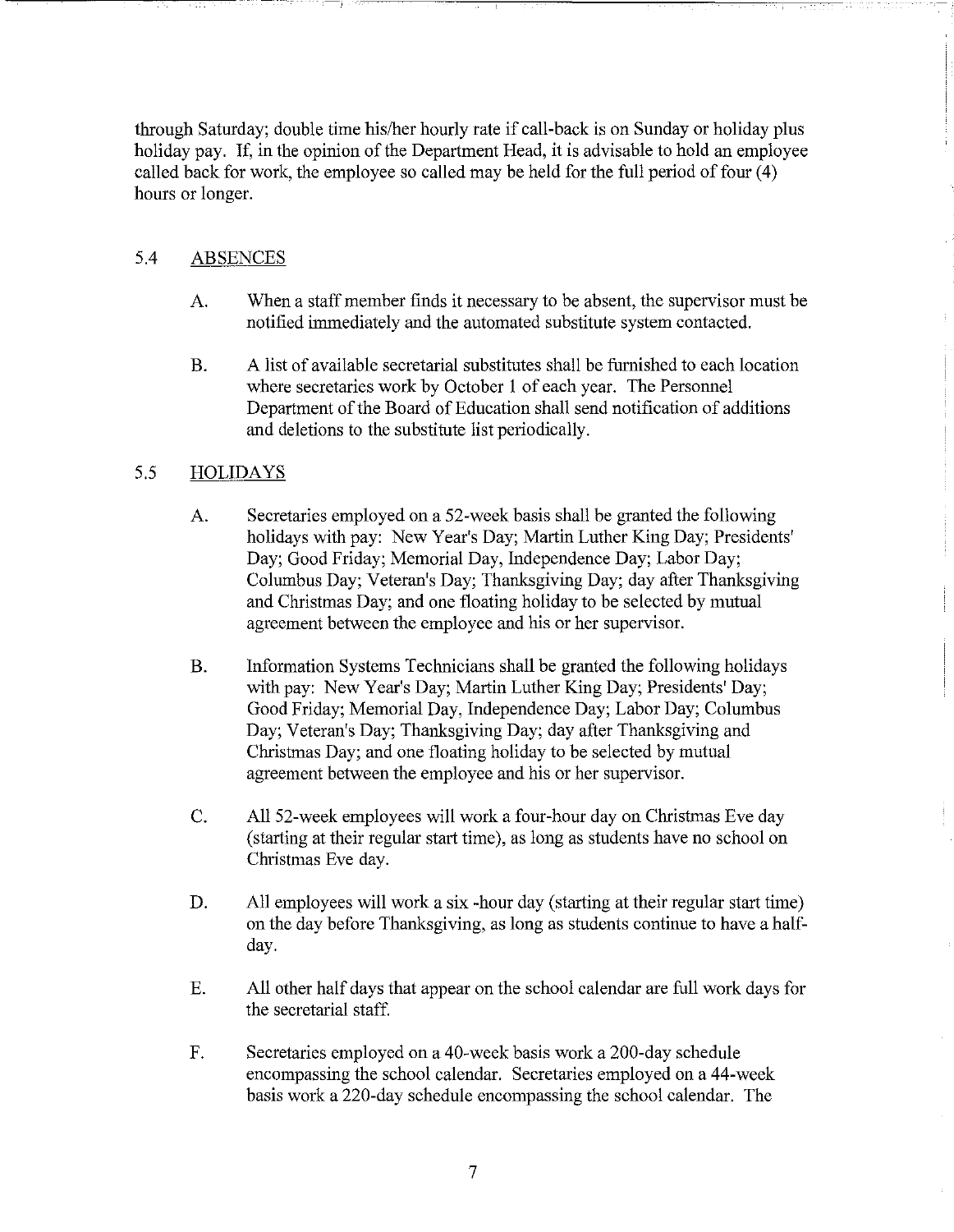through Saturday; double time his/her hourly rate if call-back is on Sunday or holiday plus holiday pay. If, in the opinion of the Department Head, it is advisable to hold an employee called back for work, the employee so called may be held for the full period of four (4) hours or longer.

## 5.4 ABSENCES

A. When a staff member finds it necessary to be absent, the supervisor must be notified immediately and the automated substitute system contacted.

B. A list of available secretarial substitutes shall be furnished to each location where secretaries work by October 1 of each year. The Personnel Department of the Board of Education shall send notification of additions and deletions to the substitute list periodically.

## 5.5 HOLIDAYS

A. Secretaries employed on a 52-week basis shall be granted the following holidays with pay: New Year's Day; Martin Luther King Day; Presidents' Day; Good Friday; Memorial Day, Independence Day; Labor Day; Columbus Day; Veteran's Day; Thanksgiving Day; day after Thanksgiving and Christmas Day; and one floating holiday to be selected by mutual agreement between the employee and his or her supervisor.

B. Information Systems Technicians shall be granted the following holidays with pay: New Year's Day; Martin Luther King Day; Presidents' Day; Good Friday; Memorial Day, Independence Day; Labor Day; Columbus Day; Veteran's Day; Thanksgiving Day; day after Thanksgiving and Christmas Day; and one floating holiday to be selected by mutual agreement between the employee and his or her supervisor.

C. All 52-week employees will work a four-hour day on Christmas Eve day (starting at their regular start time), as long as students have no school on Christmas Eve day.

D. All employees will work a six -hour day (starting at their regular start time) on the day before Thanksgiving, as long as students continue to have a half-day.

E. All other half days that appear on the school calendar are full work days for the secretarial staff.

F. Secretaries employed on a 40-week basis work a 200-day schedule encompassing the school calendar. Secretaries employed on a 44-week basis work a 220-day schedule encompassing the school calendar. The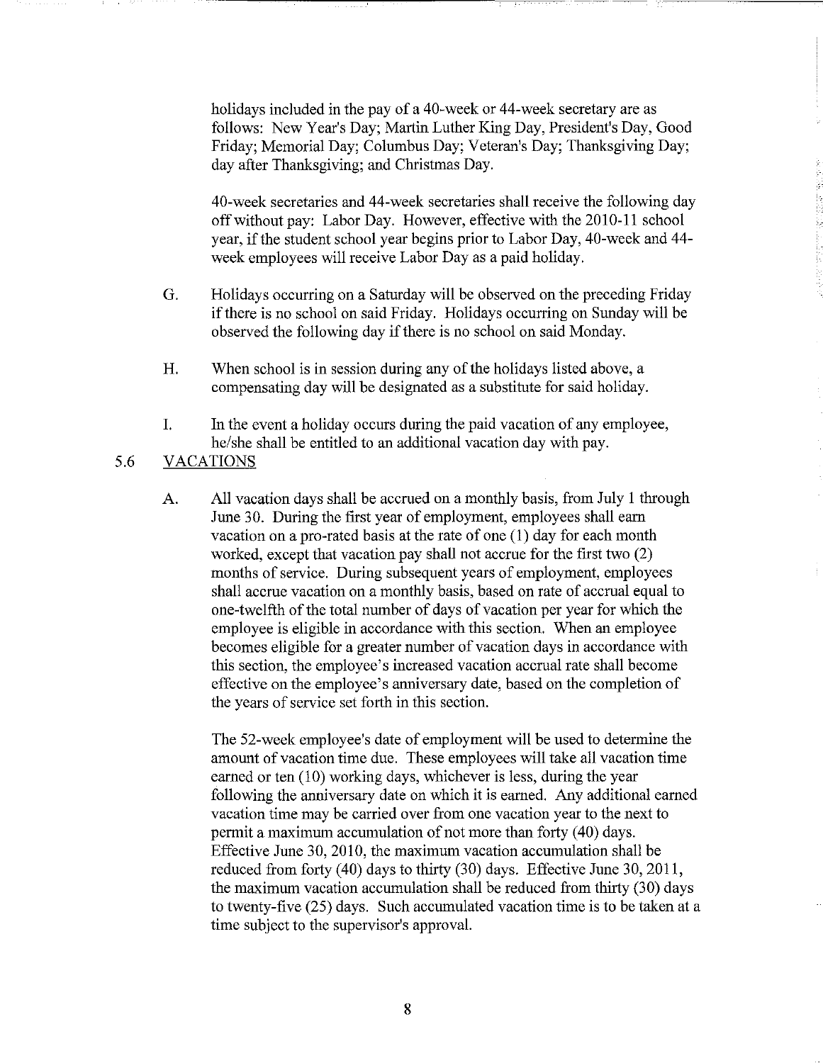holidays included in the pay of a 40-week or 44-week secretary are as follows: New Year's Day; Martin Luther King Day, President's Day, Good Friday; Memorial Day; Columbus Day; Veteran's Day; Thanksgiving Day; day after Thanksgiving; and Christmas Day.

40-week secretaries and 44-week secretaries shall receive the following day off without pay: Labor Day. However, effective with the 2010-11 school year, if the student school year begins prior to Labor Day, 40-week and 44-week employees will receive Labor Day as a paid holiday.

G. Holidays occurring on a Saturday will be observed on the preceding Friday if there is no school on said Friday. Holidays occurring on Sunday will be observed the following day if there is no school on said Monday.

H. When school is in session during any of the holidays listed above, a compensating day will be designated as a substitute for said holiday.

I. In the event a holiday occurs during the paid vacation of any employee, he/she shall be entitled to an additional vacation day with pay.

## 5.6 VACATIONS

A. All vacation days shall be accrued on a monthly basis, from July 1 through June 30. During the first year of employment, employees shall earn vacation on a pro-rated basis at the rate of one (1) day for each month worked, except that vacation pay shall not accrue for the first two (2) months of service. During subsequent years of employment, employees shall accrue vacation on a monthly basis, based on rate of accrual equal to one-twelfth of the total number of days of vacation per year for which the employee is eligible in accordance with this section. When an employee becomes eligible for a greater number of vacation days in accordance with this section, the employee's increased vacation accrual rate shall become effective on the employee's anniversary date, based on the completion of the years of service set forth in this section.

The 52-week employee's date of employment will be used to determine the amount of vacation time due. These employees will take all vacation time earned or ten (10) working days, whichever is less, during the year following the anniversary date on which it is earned. Any additional earned vacation time may be carried over from one vacation year to the next to permit a maximum accumulation of not more than forty (40) days. Effective June 30, 2010, the maximum vacation accumulation shall be reduced from forty (40) days to thirty (30) days. Effective June 30, 2011, the maximum vacation accumulation shall be reduced from thirty (30) days to twenty-five (25) days. Such accumulated vacation time is to be taken at a time subject to the supervisor's approval.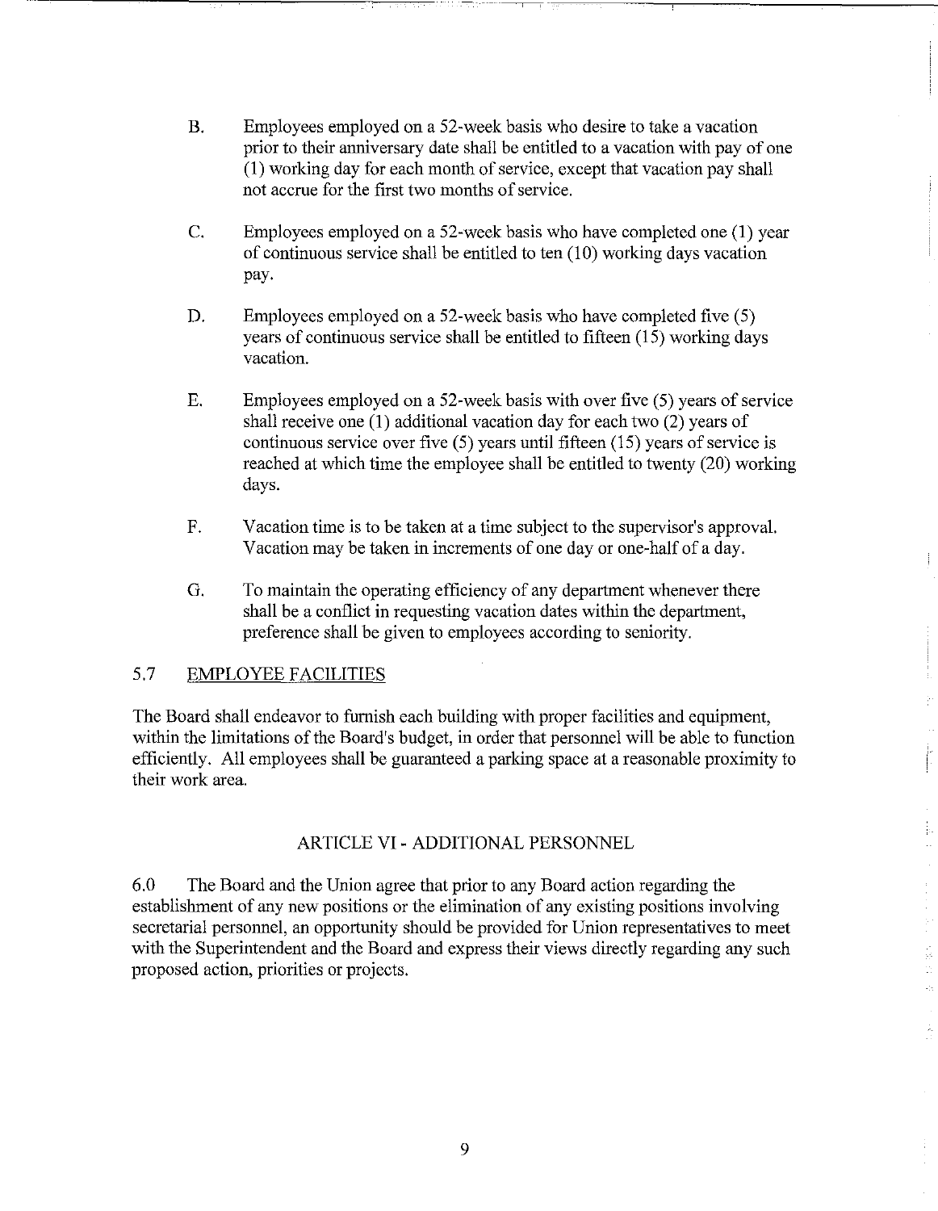B. Employees employed on a 52-week basis who desire to take a vacation prior to their anniversary date shall be entitled to a vacation with pay of one (1) working day for each month of service, except that vacation pay shall not accrue for the first two months of service.

C. Employees employed on a 52-week basis who have completed one (1) year of continuous service shall be entitled to ten (10) working days vacation pay.

D. Employees employed on a 52-week basis who have completed five (5) years of continuous service shall be entitled to fifteen (15) working days vacation.

E. Employees employed on a 52-week basis with over five (5) years of service shall receive one (1) additional vacation day for each two (2) years of continuous service over five (5) years until fifteen (15) years of service is reached at which time the employee shall be entitled to twenty (20) working days.

F. Vacation time is to be taken at a time subject to the supervisor's approval. Vacation may be taken in increments of one day or one-half of a day.

G. To maintain the operating efficiency of any department whenever there shall be a conflict in requesting vacation dates within the department, preference shall be given to employees according to seniority.

## 5.7 <u>EMPLOYEE FACILITIES</u>

The Board shall endeavor to furnish each building with proper facilities and equipment, within the limitations of the Board's budget, in order that personnel will be able to function efficiently. All employees shall be guaranteed a parking space at a reasonable proximity to their work area.

## ARTICLE VI - ADDITIONAL PERSONNEL

6.0 The Board and the Union agree that prior to any Board action regarding the establishment of any new positions or the elimination of any existing positions involving secretarial personnel, an opportunity should be provided for Union representatives to meet with the Superintendent and the Board and express their views directly regarding any such proposed action, priorities or projects.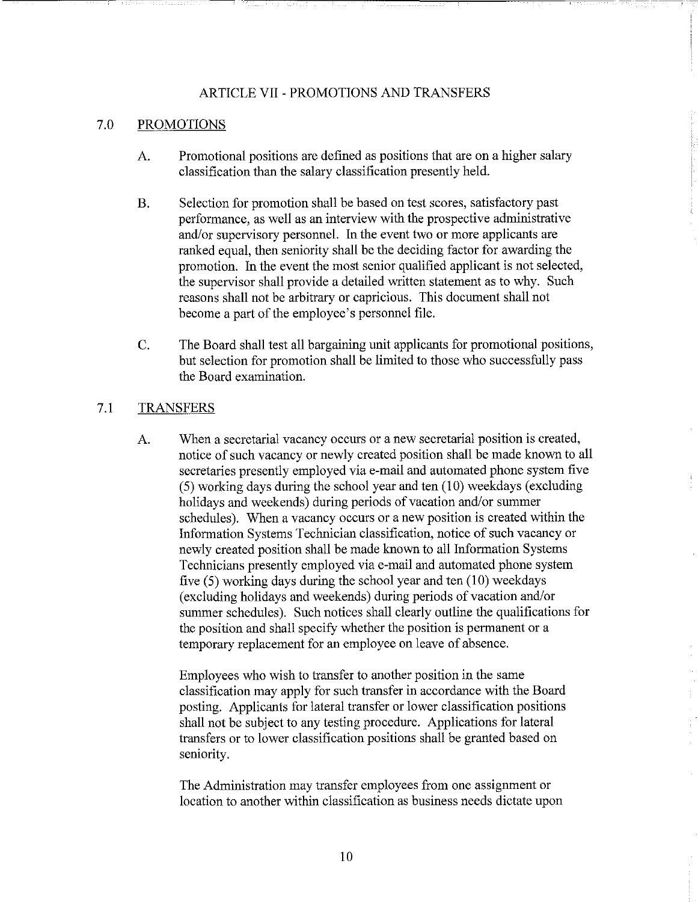## ARTICLE VII - PROMOTIONS AND TRANSFERS

### 7.0 PROMOTIONS

A. Promotional positions are defined as positions that are on a higher salary classification than the salary classification presently held.

B. Selection for promotion shall be based on test scores, satisfactory past performance, as well as an interview with the prospective administrative and/or supervisory personnel. In the event two or more applicants are ranked equal, then seniority shall be the deciding factor for awarding the promotion. In the event the most senior qualified applicant is not selected, the supervisor shall provide a detailed written statement as to why. Such reasons shall not be arbitrary or capricious. This document shall not become a part of the employee's personnel file.

C. The Board shall test all bargaining unit applicants for promotional positions, but selection for promotion shall be limited to those who successfully pass the Board examination.

### 7.1 TRANSFERS

A. When a secretarial vacancy occurs or a new secretarial position is created, notice of such vacancy or newly created position shall be made known to all secretaries presently employed via e-mail and automated phone system five (5) working days during the school year and ten (10) weekdays (excluding holidays and weekends) during periods of vacation and/or summer schedules). When a vacancy occurs or a new position is created within the Information Systems Technician classification, notice of such vacancy or newly created position shall be made known to all Information Systems Technicians presently employed via e-mail and automated phone system five (5) working days during the school year and ten (10) weekdays (excluding holidays and weekends) during periods of vacation and/or summer schedules). Such notices shall clearly outline the qualifications for the position and shall specify whether the position is permanent or a temporary replacement for an employee on leave of absence.

Employees who wish to transfer to another position in the same classification may apply for such transfer in accordance with the Board posting. Applicants for lateral transfer or lower classification positions shall not be subject to any testing procedure. Applications for lateral transfers or to lower classification positions shall be granted based on seniority.

The Administration may transfer employees from one assignment or location to another within classification as business needs dictate upon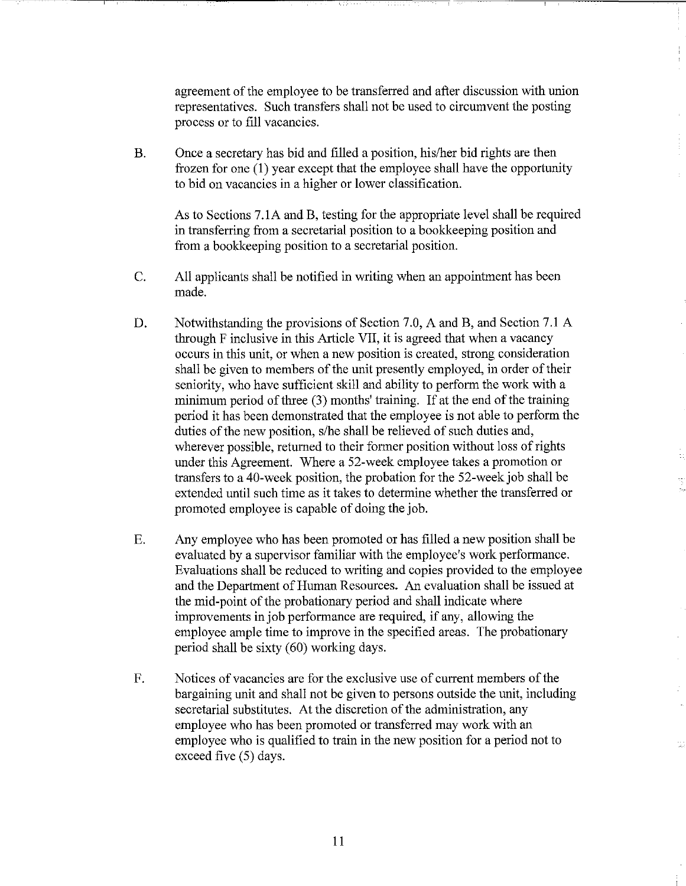agreement of the employee to be transferred and after discussion with union representatives. Such transfers shall not be used to circumvent the posting process or to fill vacancies.

B. Once a secretary has bid and filled a position, his/her bid rights are then frozen for one (1) year except that the employee shall have the opportunity to bid on vacancies in a higher or lower classification.

   As to Sections 7.1A and B, testing for the appropriate level shall be required in transferring from a secretarial position to a bookkeeping position and from a bookkeeping position to a secretarial position.

C. All applicants shall be notified in writing when an appointment has been made.

D. Notwithstanding the provisions of Section 7.0, A and B, and Section 7.1 A through F inclusive in this Article VII, it is agreed that when a vacancy occurs in this unit, or when a new position is created, strong consideration shall be given to members of the unit presently employed, in order of their seniority, who have sufficient skill and ability to perform the work with a minimum period of three (3) months' training. If at the end of the training period it has been demonstrated that the employee is not able to perform the duties of the new position, s/he shall be relieved of such duties and, wherever possible, returned to their former position without loss of rights under this Agreement. Where a 52-week employee takes a promotion or transfers to a 40-week position, the probation for the 52-week job shall be extended until such time as it takes to determine whether the transferred or promoted employee is capable of doing the job.

E. Any employee who has been promoted or has filled a new position shall be evaluated by a supervisor familiar with the employee's work performance. Evaluations shall be reduced to writing and copies provided to the employee and the Department of Human Resources. An evaluation shall be issued at the mid-point of the probationary period and shall indicate where improvements in job performance are required, if any, allowing the employee ample time to improve in the specified areas. The probationary period shall be sixty (60) working days.

F. Notices of vacancies are for the exclusive use of current members of the bargaining unit and shall not be given to persons outside the unit, including secretarial substitutes. At the discretion of the administration, any employee who has been promoted or transferred may work with an employee who is qualified to train in the new position for a period not to exceed five (5) days.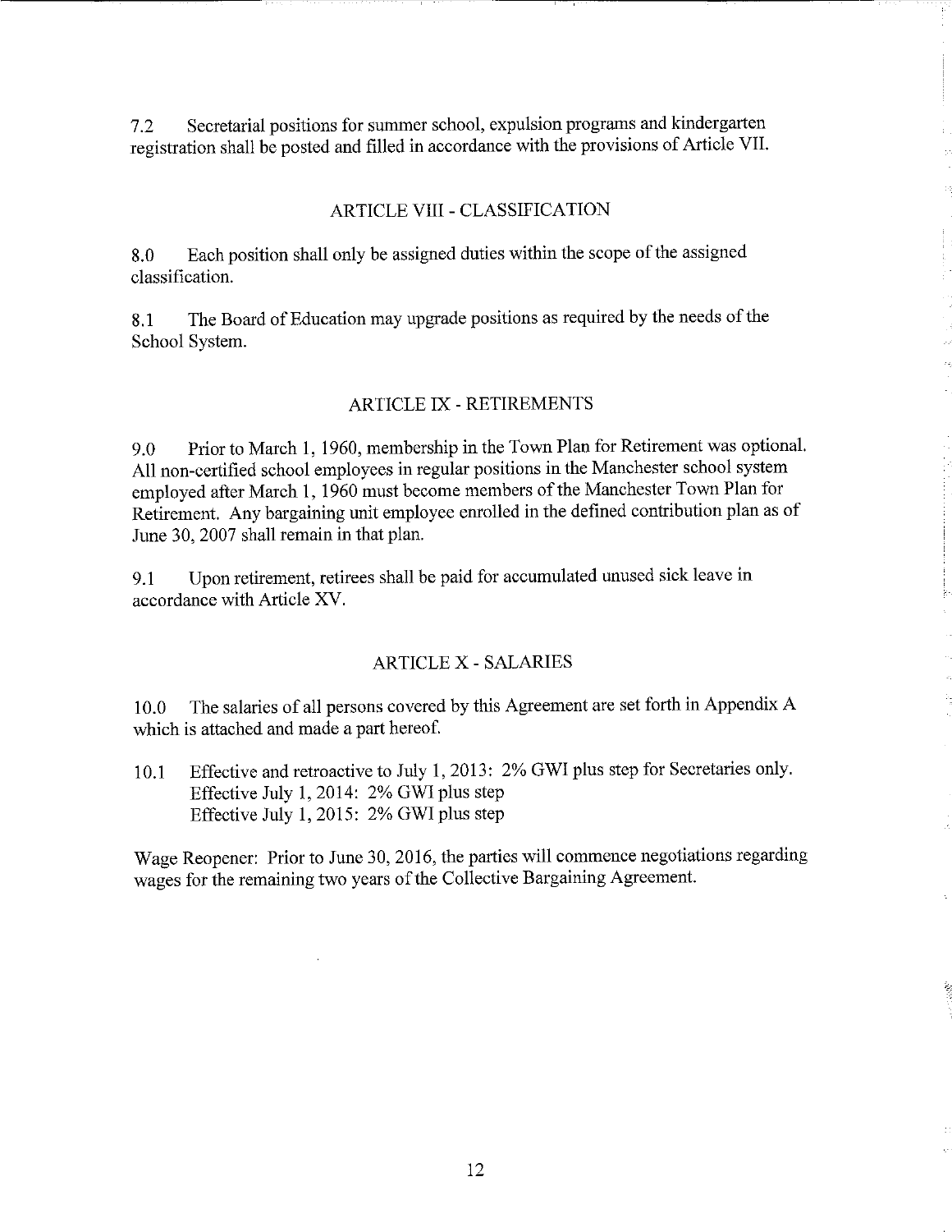7.2 Secretarial positions for summer school, expulsion programs and kindergarten registration shall be posted and filled in accordance with the provisions of Article VII.

## ARTICLE VIII - CLASSIFICATION

8.0 Each position shall only be assigned duties within the scope of the assigned classification.

8.1 The Board of Education may upgrade positions as required by the needs of the School System.

## ARTICLE IX - RETIREMENTS

9.0 Prior to March 1, 1960, membership in the Town Plan for Retirement was optional. All non-certified school employees in regular positions in the Manchester school system employed after March 1, 1960 must become members of the Manchester Town Plan for Retirement. Any bargaining unit employee enrolled in the defined contribution plan as of June 30, 2007 shall remain in that plan.

9.1 Upon retirement, retirees shall be paid for accumulated unused sick leave in accordance with Article XV.

## ARTICLE X - SALARIES

10.0 The salaries of all persons covered by this Agreement are set forth in Appendix A which is attached and made a part hereof.

10.1 Effective and retroactive to July 1, 2013: 2% GWI plus step for Secretaries only.
Effective July 1, 2014: 2% GWI plus step
Effective July 1, 2015: 2% GWI plus step

Wage Reopener: Prior to June 30, 2016, the parties will commence negotiations regarding wages for the remaining two years of the Collective Bargaining Agreement.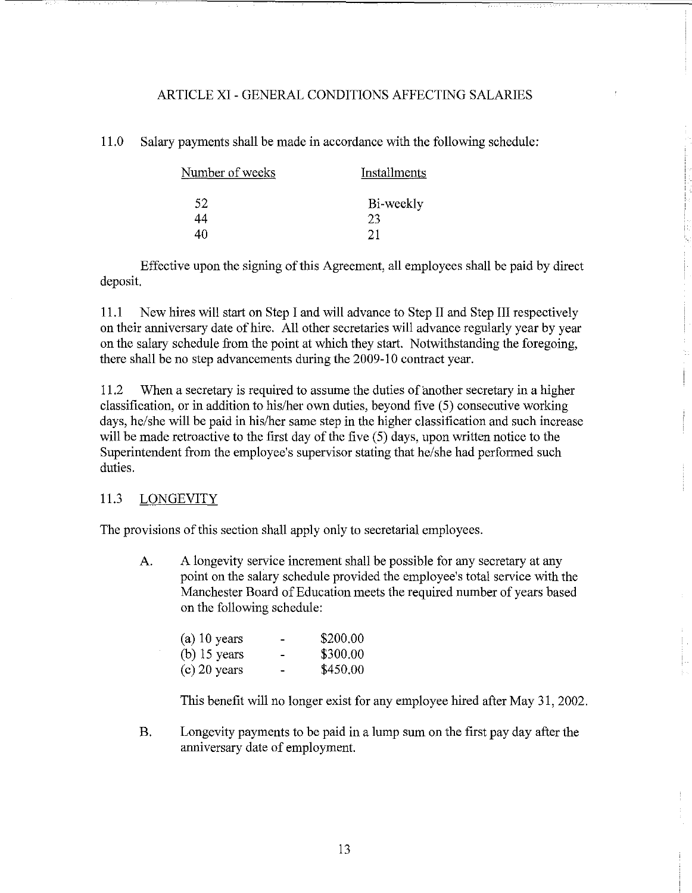## ARTICLE XI - GENERAL CONDITIONS AFFECTING SALARIES

11.0 Salary payments shall be made in accordance with the following schedule:

| Number of weeks | Installments |
|---|---|
| 52 | Bi-weekly |
| 44 | 23 |
| 40 | 21 |

Effective upon the signing of this Agreement, all employees shall be paid by direct deposit.

11.1 New hires will start on Step I and will advance to Step II and Step III respectively on their anniversary date of hire. All other secretaries will advance regularly year by year on the salary schedule from the point at which they start. Notwithstanding the foregoing, there shall be no step advancements during the 2009-10 contract year.

11.2 When a secretary is required to assume the duties of another secretary in a higher classification, or in addition to his/her own duties, beyond five (5) consecutive working days, he/she will be paid in his/her same step in the higher classification and such increase will be made retroactive to the first day of the five (5) days, upon written notice to the Superintendent from the employee's supervisor stating that he/she had performed such duties.

### 11.3 LONGEVITY

The provisions of this section shall apply only to secretarial employees.

A. A longevity service increment shall be possible for any secretary at any point on the salary schedule provided the employee's total service with the Manchester Board of Education meets the required number of years based on the following schedule:

| | | |
|---|---|---|
| (a) 10 years | - | $200.00 |
| (b) 15 years | - | $300.00 |
| (c) 20 years | - | $450.00 |

This benefit will no longer exist for any employee hired after May 31, 2002.

B. Longevity payments to be paid in a lump sum on the first pay day after the anniversary date of employment.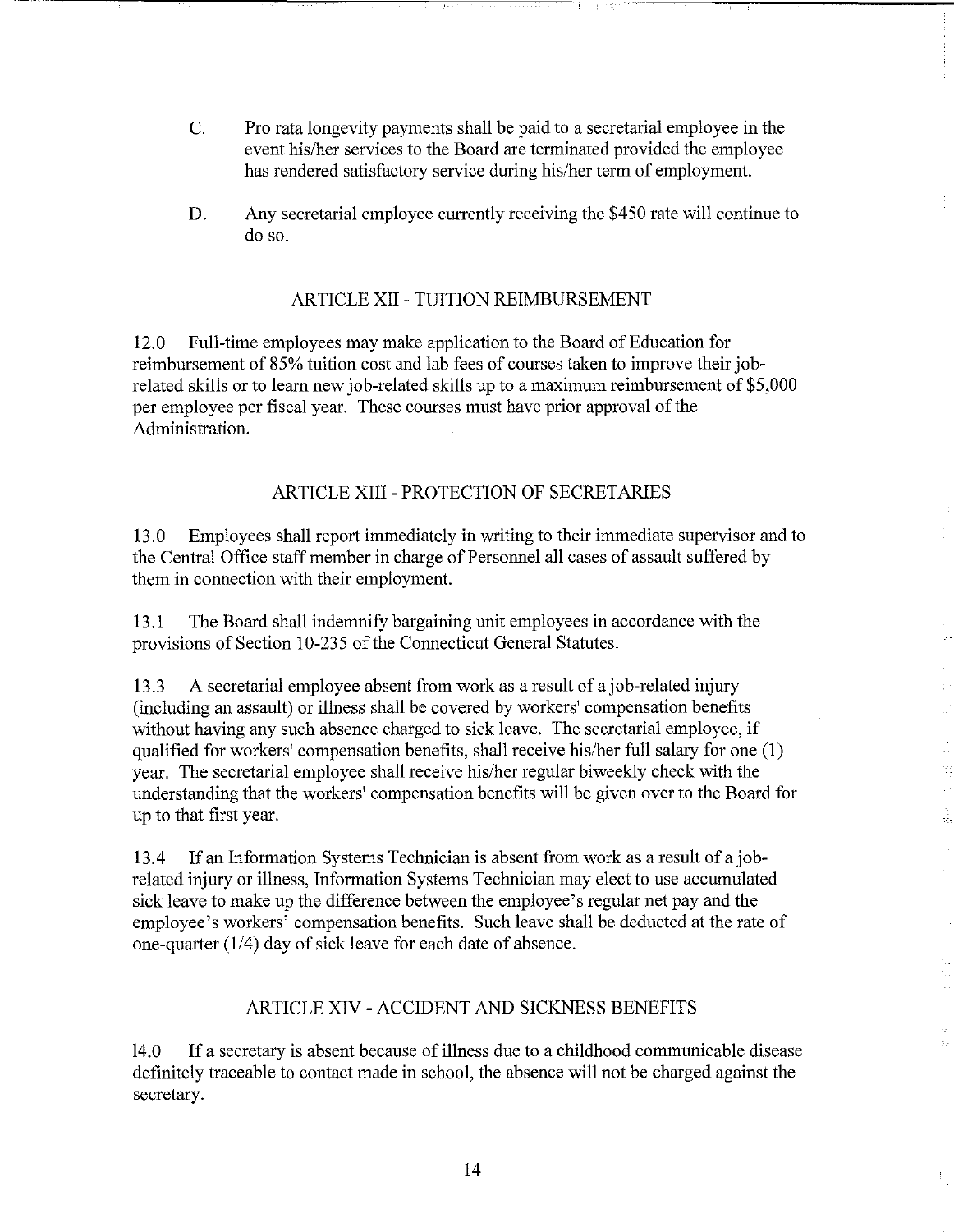C. Pro rata longevity payments shall be paid to a secretarial employee in the event his/her services to the Board are terminated provided the employee has rendered satisfactory service during his/her term of employment.

D. Any secretarial employee currently receiving the $450 rate will continue to do so.

## ARTICLE XII - TUITION REIMBURSEMENT

12.0 Full-time employees may make application to the Board of Education for reimbursement of 85% tuition cost and lab fees of courses taken to improve their-job-related skills or to learn new job-related skills up to a maximum reimbursement of $5,000 per employee per fiscal year. These courses must have prior approval of the Administration.

## ARTICLE XIII - PROTECTION OF SECRETARIES

13.0 Employees shall report immediately in writing to their immediate supervisor and to the Central Office staff member in charge of Personnel all cases of assault suffered by them in connection with their employment.

13.1 The Board shall indemnify bargaining unit employees in accordance with the provisions of Section 10-235 of the Connecticut General Statutes.

13.3 A secretarial employee absent from work as a result of a job-related injury (including an assault) or illness shall be covered by workers' compensation benefits without having any such absence charged to sick leave. The secretarial employee, if qualified for workers' compensation benefits, shall receive his/her full salary for one (1) year. The secretarial employee shall receive his/her regular biweekly check with the understanding that the workers' compensation benefits will be given over to the Board for up to that first year.

13.4 If an Information Systems Technician is absent from work as a result of a job-related injury or illness, Information Systems Technician may elect to use accumulated sick leave to make up the difference between the employee's regular net pay and the employee's workers' compensation benefits. Such leave shall be deducted at the rate of one-quarter (1/4) day of sick leave for each date of absence.

## ARTICLE XIV - ACCIDENT AND SICKNESS BENEFITS

14.0 If a secretary is absent because of illness due to a childhood communicable disease definitely traceable to contact made in school, the absence will not be charged against the secretary.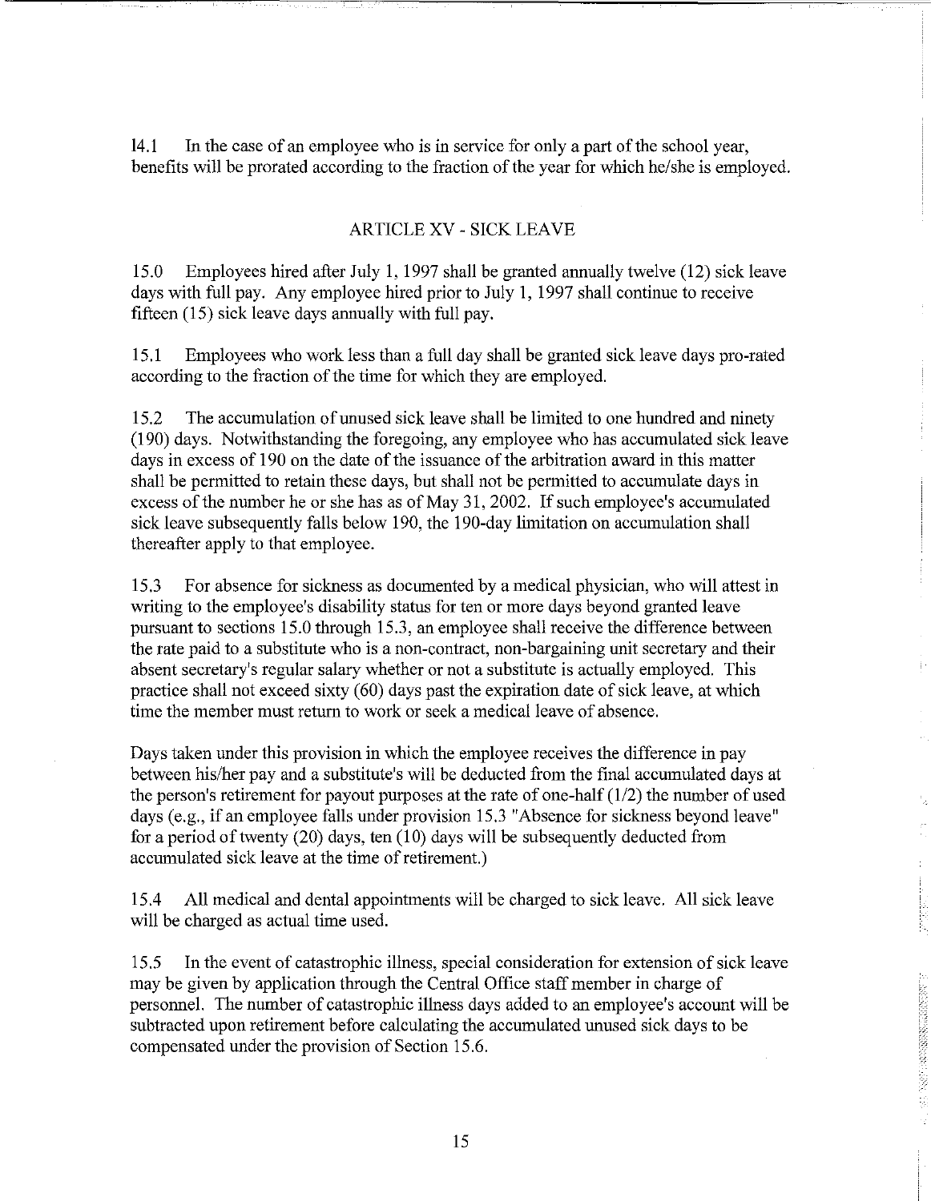14.1 In the case of an employee who is in service for only a part of the school year, benefits will be prorated according to the fraction of the year for which he/she is employed.

## ARTICLE XV - SICK LEAVE

15.0 Employees hired after July 1, 1997 shall be granted annually twelve (12) sick leave days with full pay. Any employee hired prior to July 1, 1997 shall continue to receive fifteen (15) sick leave days annually with full pay.

15.1 Employees who work less than a full day shall be granted sick leave days pro-rated according to the fraction of the time for which they are employed.

15.2 The accumulation of unused sick leave shall be limited to one hundred and ninety (190) days. Notwithstanding the foregoing, any employee who has accumulated sick leave days in excess of 190 on the date of the issuance of the arbitration award in this matter shall be permitted to retain these days, but shall not be permitted to accumulate days in excess of the number he or she has as of May 31, 2002. If such employee's accumulated sick leave subsequently falls below 190, the 190-day limitation on accumulation shall thereafter apply to that employee.

15.3 For absence for sickness as documented by a medical physician, who will attest in writing to the employee's disability status for ten or more days beyond granted leave pursuant to sections 15.0 through 15.3, an employee shall receive the difference between the rate paid to a substitute who is a non-contract, non-bargaining unit secretary and their absent secretary's regular salary whether or not a substitute is actually employed. This practice shall not exceed sixty (60) days past the expiration date of sick leave, at which time the member must return to work or seek a medical leave of absence.

Days taken under this provision in which the employee receives the difference in pay between his/her pay and a substitute's will be deducted from the final accumulated days at the person's retirement for payout purposes at the rate of one-half (1/2) the number of used days (e.g., if an employee falls under provision 15.3 "Absence for sickness beyond leave" for a period of twenty (20) days, ten (10) days will be subsequently deducted from accumulated sick leave at the time of retirement.)

15.4 All medical and dental appointments will be charged to sick leave. All sick leave will be charged as actual time used.

15.5 In the event of catastrophic illness, special consideration for extension of sick leave may be given by application through the Central Office staff member in charge of personnel. The number of catastrophic illness days added to an employee's account will be subtracted upon retirement before calculating the accumulated unused sick days to be compensated under the provision of Section 15.6.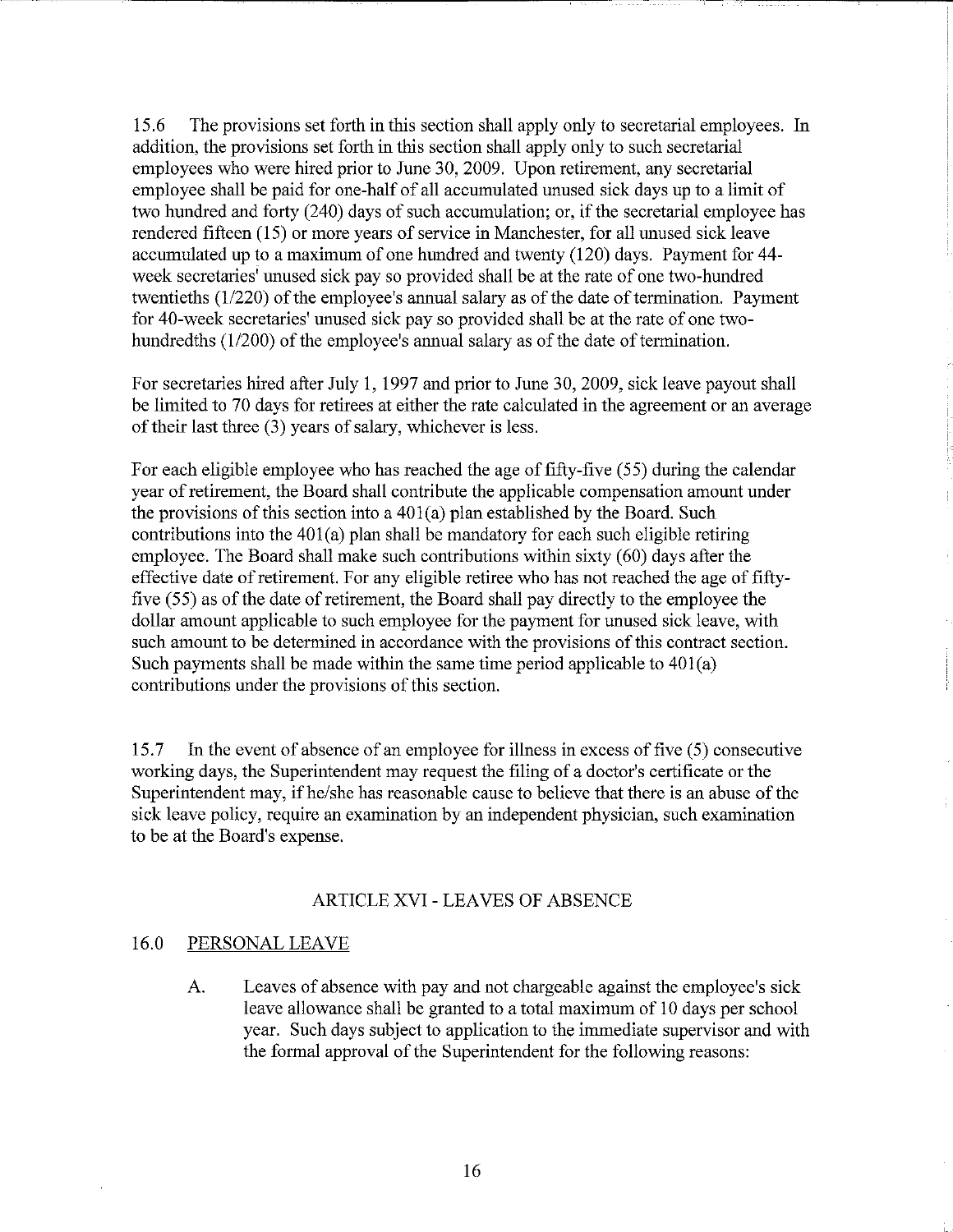15.6 The provisions set forth in this section shall apply only to secretarial employees. In addition, the provisions set forth in this section shall apply only to such secretarial employees who were hired prior to June 30, 2009. Upon retirement, any secretarial employee shall be paid for one-half of all accumulated unused sick days up to a limit of two hundred and forty (240) days of such accumulation; or, if the secretarial employee has rendered fifteen (15) or more years of service in Manchester, for all unused sick leave accumulated up to a maximum of one hundred and twenty (120) days. Payment for 44-week secretaries' unused sick pay so provided shall be at the rate of one two-hundred twentieths (1/220) of the employee's annual salary as of the date of termination. Payment for 40-week secretaries' unused sick pay so provided shall be at the rate of one two-hundredths (1/200) of the employee's annual salary as of the date of termination.

For secretaries hired after July 1, 1997 and prior to June 30, 2009, sick leave payout shall be limited to 70 days for retirees at either the rate calculated in the agreement or an average of their last three (3) years of salary, whichever is less.

For each eligible employee who has reached the age of fifty-five (55) during the calendar year of retirement, the Board shall contribute the applicable compensation amount under the provisions of this section into a 401(a) plan established by the Board. Such contributions into the 401(a) plan shall be mandatory for each such eligible retiring employee. The Board shall make such contributions within sixty (60) days after the effective date of retirement. For any eligible retiree who has not reached the age of fifty-five (55) as of the date of retirement, the Board shall pay directly to the employee the dollar amount applicable to such employee for the payment for unused sick leave, with such amount to be determined in accordance with the provisions of this contract section. Such payments shall be made within the same time period applicable to 401(a) contributions under the provisions of this section.

15.7 In the event of absence of an employee for illness in excess of five (5) consecutive working days, the Superintendent may request the filing of a doctor's certificate or the Superintendent may, if he/she has reasonable cause to believe that there is an abuse of the sick leave policy, require an examination by an independent physician, such examination to be at the Board's expense.

## ARTICLE XVI - LEAVES OF ABSENCE

### 16.0 PERSONAL LEAVE

A. Leaves of absence with pay and not chargeable against the employee's sick leave allowance shall be granted to a total maximum of 10 days per school year. Such days subject to application to the immediate supervisor and with the formal approval of the Superintendent for the following reasons: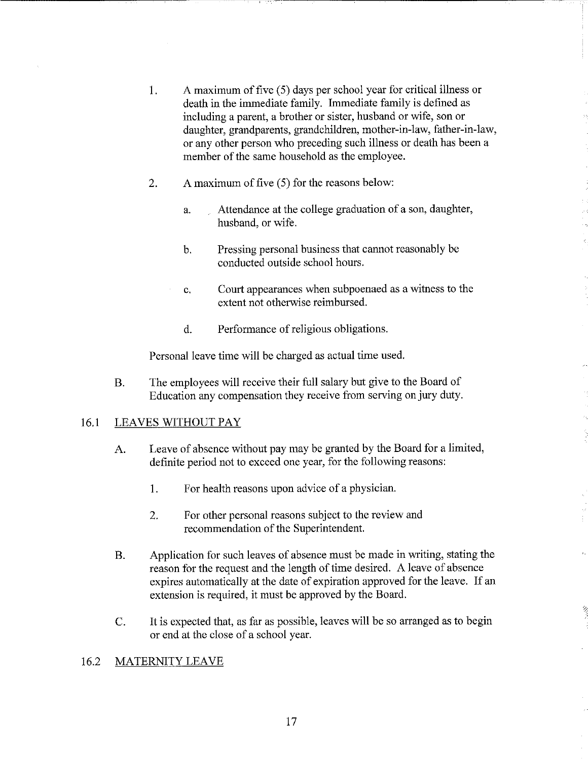1. A maximum of five (5) days per school year for critical illness or death in the immediate family. Immediate family is defined as including a parent, a brother or sister, husband or wife, son or daughter, grandparents, grandchildren, mother-in-law, father-in-law, or any other person who preceding such illness or death has been a member of the same household as the employee.

2. A maximum of five (5) for the reasons below:

   a. Attendance at the college graduation of a son, daughter, husband, or wife.

   b. Pressing personal business that cannot reasonably be conducted outside school hours.

   c. Court appearances when subpoenaed as a witness to the extent not otherwise reimbursed.

   d. Performance of religious obligations.

Personal leave time will be charged as actual time used.

B. The employees will receive their full salary but give to the Board of Education any compensation they receive from serving on jury duty.

## 16.1 LEAVES WITHOUT PAY

A. Leave of absence without pay may be granted by the Board for a limited, definite period not to exceed one year, for the following reasons:

   1. For health reasons upon advice of a physician.

   2. For other personal reasons subject to the review and recommendation of the Superintendent.

B. Application for such leaves of absence must be made in writing, stating the reason for the request and the length of time desired. A leave of absence expires automatically at the date of expiration approved for the leave. If an extension is required, it must be approved by the Board.

C. It is expected that, as far as possible, leaves will be so arranged as to begin or end at the close of a school year.

## 16.2 MATERNITY LEAVE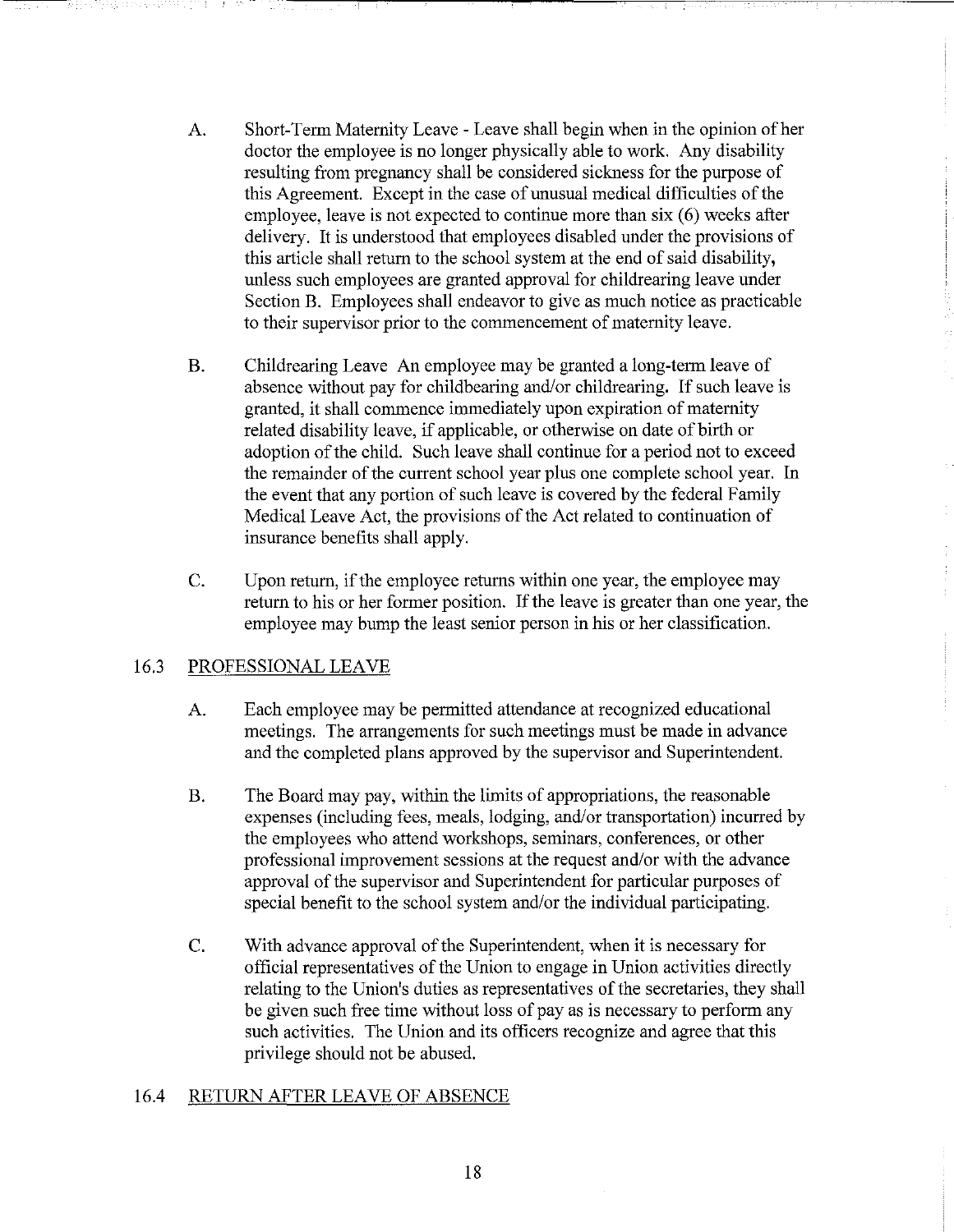A. Short-Term Maternity Leave - Leave shall begin when in the opinion of her doctor the employee is no longer physically able to work. Any disability resulting from pregnancy shall be considered sickness for the purpose of this Agreement. Except in the case of unusual medical difficulties of the employee, leave is not expected to continue more than six (6) weeks after delivery. It is understood that employees disabled under the provisions of this article shall return to the school system at the end of said disability, unless such employees are granted approval for childrearing leave under Section B. Employees shall endeavor to give as much notice as practicable to their supervisor prior to the commencement of maternity leave.

B. Childrearing Leave An employee may be granted a long-term leave of absence without pay for childbearing and/or childrearing. If such leave is granted, it shall commence immediately upon expiration of maternity related disability leave, if applicable, or otherwise on date of birth or adoption of the child. Such leave shall continue for a period not to exceed the remainder of the current school year plus one complete school year. In the event that any portion of such leave is covered by the federal Family Medical Leave Act, the provisions of the Act related to continuation of insurance benefits shall apply.

C. Upon return, if the employee returns within one year, the employee may return to his or her former position. If the leave is greater than one year, the employee may bump the least senior person in his or her classification.

## 16.3 PROFESSIONAL LEAVE

A. Each employee may be permitted attendance at recognized educational meetings. The arrangements for such meetings must be made in advance and the completed plans approved by the supervisor and Superintendent.

B. The Board may pay, within the limits of appropriations, the reasonable expenses (including fees, meals, lodging, and/or transportation) incurred by the employees who attend workshops, seminars, conferences, or other professional improvement sessions at the request and/or with the advance approval of the supervisor and Superintendent for particular purposes of special benefit to the school system and/or the individual participating.

C. With advance approval of the Superintendent, when it is necessary for official representatives of the Union to engage in Union activities directly relating to the Union's duties as representatives of the secretaries, they shall be given such free time without loss of pay as is necessary to perform any such activities. The Union and its officers recognize and agree that this privilege should not be abused.

## 16.4 RETURN AFTER LEAVE OF ABSENCE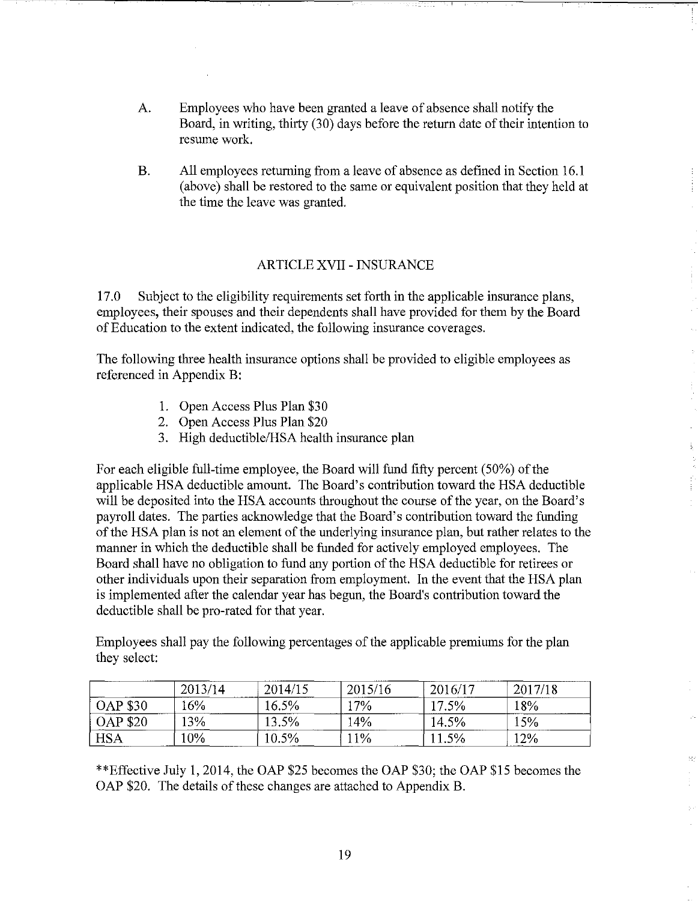A. Employees who have been granted a leave of absence shall notify the Board, in writing, thirty (30) days before the return date of their intention to resume work.

B. All employees returning from a leave of absence as defined in Section 16.1 (above) shall be restored to the same or equivalent position that they held at the time the leave was granted.

## ARTICLE XVII - INSURANCE

17.0 Subject to the eligibility requirements set forth in the applicable insurance plans, employees, their spouses and their dependents shall have provided for them by the Board of Education to the extent indicated, the following insurance coverages.

The following three health insurance options shall be provided to eligible employees as referenced in Appendix B:

1. Open Access Plus Plan $30
2. Open Access Plus Plan $20
3. High deductible/HSA health insurance plan

For each eligible full-time employee, the Board will fund fifty percent (50%) of the applicable HSA deductible amount. The Board's contribution toward the HSA deductible will be deposited into the HSA accounts throughout the course of the year, on the Board's payroll dates. The parties acknowledge that the Board's contribution toward the funding of the HSA plan is not an element of the underlying insurance plan, but rather relates to the manner in which the deductible shall be funded for actively employed employees. The Board shall have no obligation to fund any portion of the HSA deductible for retirees or other individuals upon their separation from employment. In the event that the HSA plan is implemented after the calendar year has begun, the Board's contribution toward the deductible shall be pro-rated for that year.

Employees shall pay the following percentages of the applicable premiums for the plan they select:

| | 2013/14 | 2014/15 | 2015/16 | 2016/17 | 2017/18 |
|---|---|---|---|---|---|
| OAP $30 | 16% | 16.5% | 17% | 17.5% | 18% |
| OAP $20 | 13% | 13.5% | 14% | 14.5% | 15% |
| HSA | 10% | 10.5% | 11% | 11.5% | 12% |

**Effective July 1, 2014, the OAP $25 becomes the OAP $30; the OAP $15 becomes the OAP $20. The details of these changes are attached to Appendix B.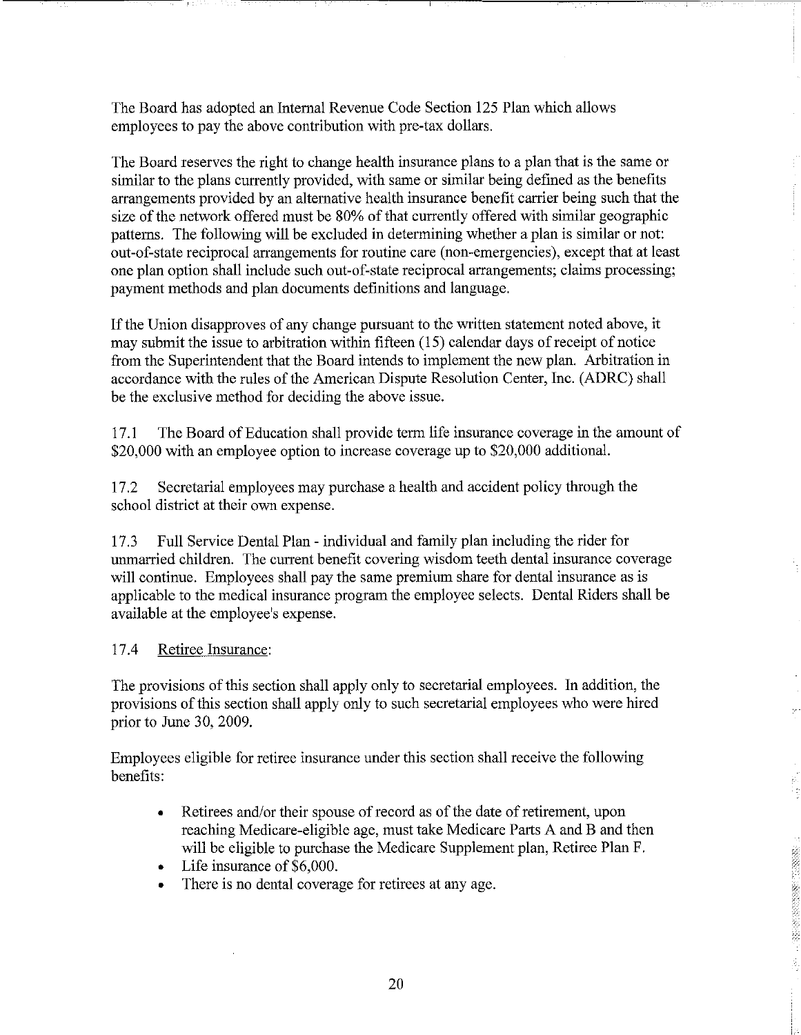The Board has adopted an Internal Revenue Code Section 125 Plan which allows employees to pay the above contribution with pre-tax dollars.

The Board reserves the right to change health insurance plans to a plan that is the same or similar to the plans currently provided, with same or similar being defined as the benefits arrangements provided by an alternative health insurance benefit carrier being such that the size of the network offered must be 80% of that currently offered with similar geographic patterns. The following will be excluded in determining whether a plan is similar or not: out-of-state reciprocal arrangements for routine care (non-emergencies), except that at least one plan option shall include such out-of-state reciprocal arrangements; claims processing; payment methods and plan documents definitions and language.

If the Union disapproves of any change pursuant to the written statement noted above, it may submit the issue to arbitration within fifteen (15) calendar days of receipt of notice from the Superintendent that the Board intends to implement the new plan. Arbitration in accordance with the rules of the American Dispute Resolution Center, Inc. (ADRC) shall be the exclusive method for deciding the above issue.

17.1 The Board of Education shall provide term life insurance coverage in the amount of $20,000 with an employee option to increase coverage up to $20,000 additional.

17.2 Secretarial employees may purchase a health and accident policy through the school district at their own expense.

17.3 Full Service Dental Plan - individual and family plan including the rider for unmarried children. The current benefit covering wisdom teeth dental insurance coverage will continue. Employees shall pay the same premium share for dental insurance as is applicable to the medical insurance program the employee selects. Dental Riders shall be available at the employee's expense.

17.4 Retiree Insurance:

The provisions of this section shall apply only to secretarial employees. In addition, the provisions of this section shall apply only to such secretarial employees who were hired prior to June 30, 2009.

Employees eligible for retiree insurance under this section shall receive the following benefits:

- Retirees and/or their spouse of record as of the date of retirement, upon reaching Medicare-eligible age, must take Medicare Parts A and B and then will be eligible to purchase the Medicare Supplement plan, Retiree Plan F.
- Life insurance of $6,000.
- There is no dental coverage for retirees at any age.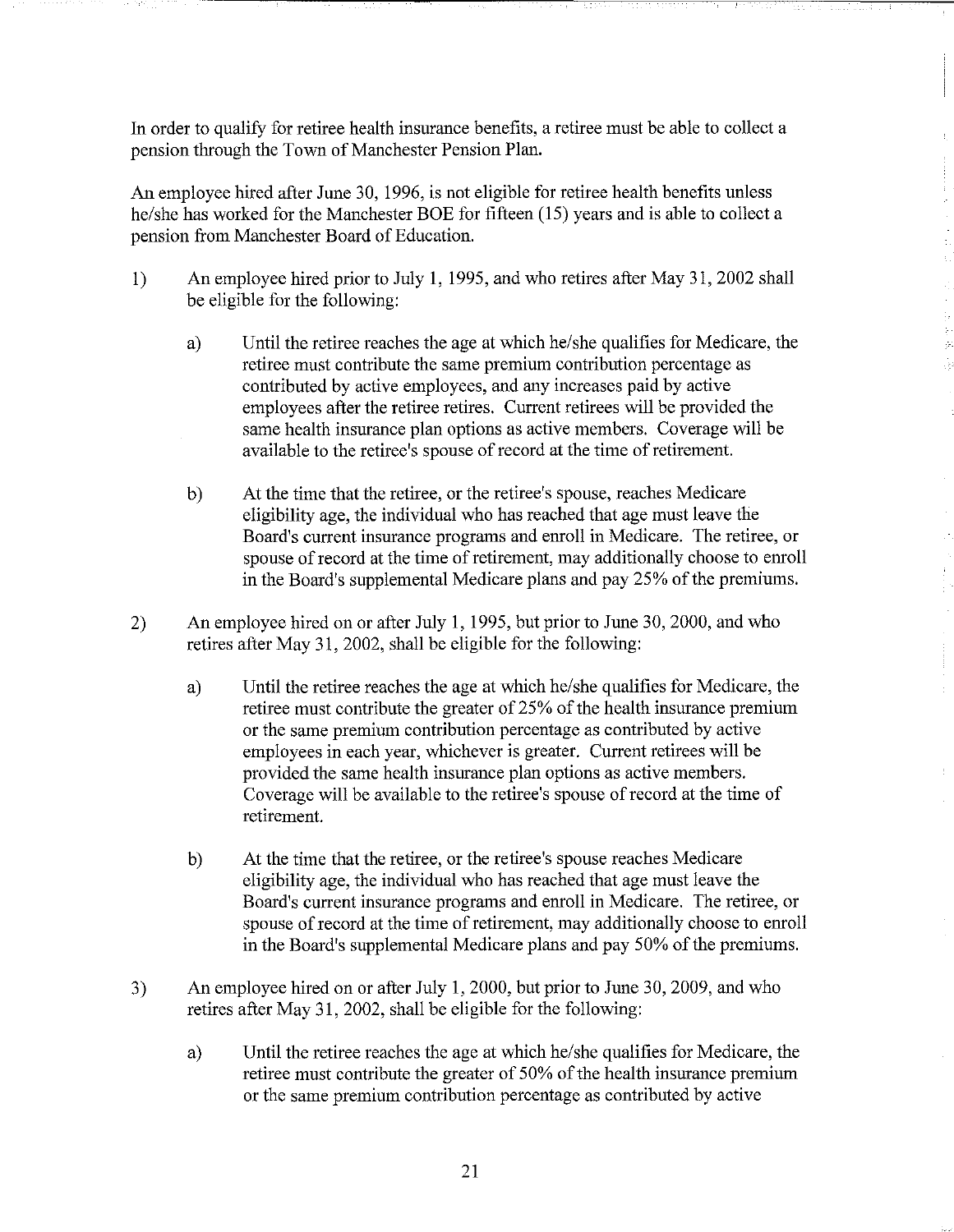In order to qualify for retiree health insurance benefits, a retiree must be able to collect a pension through the Town of Manchester Pension Plan.

An employee hired after June 30, 1996, is not eligible for retiree health benefits unless he/she has worked for the Manchester BOE for fifteen (15) years and is able to collect a pension from Manchester Board of Education.

1) An employee hired prior to July 1, 1995, and who retires after May 31, 2002 shall be eligible for the following:

    a) Until the retiree reaches the age at which he/she qualifies for Medicare, the retiree must contribute the same premium contribution percentage as contributed by active employees, and any increases paid by active employees after the retiree retires. Current retirees will be provided the same health insurance plan options as active members. Coverage will be available to the retiree's spouse of record at the time of retirement.

    b) At the time that the retiree, or the retiree's spouse, reaches Medicare eligibility age, the individual who has reached that age must leave the Board's current insurance programs and enroll in Medicare. The retiree, or spouse of record at the time of retirement, may additionally choose to enroll in the Board's supplemental Medicare plans and pay 25% of the premiums.

2) An employee hired on or after July 1, 1995, but prior to June 30, 2000, and who retires after May 31, 2002, shall be eligible for the following:

    a) Until the retiree reaches the age at which he/she qualifies for Medicare, the retiree must contribute the greater of 25% of the health insurance premium or the same premium contribution percentage as contributed by active employees in each year, whichever is greater. Current retirees will be provided the same health insurance plan options as active members. Coverage will be available to the retiree's spouse of record at the time of retirement.

    b) At the time that the retiree, or the retiree's spouse reaches Medicare eligibility age, the individual who has reached that age must leave the Board's current insurance programs and enroll in Medicare. The retiree, or spouse of record at the time of retirement, may additionally choose to enroll in the Board's supplemental Medicare plans and pay 50% of the premiums.

3) An employee hired on or after July 1, 2000, but prior to June 30, 2009, and who retires after May 31, 2002, shall be eligible for the following:

    a) Until the retiree reaches the age at which he/she qualifies for Medicare, the retiree must contribute the greater of 50% of the health insurance premium or the same premium contribution percentage as contributed by active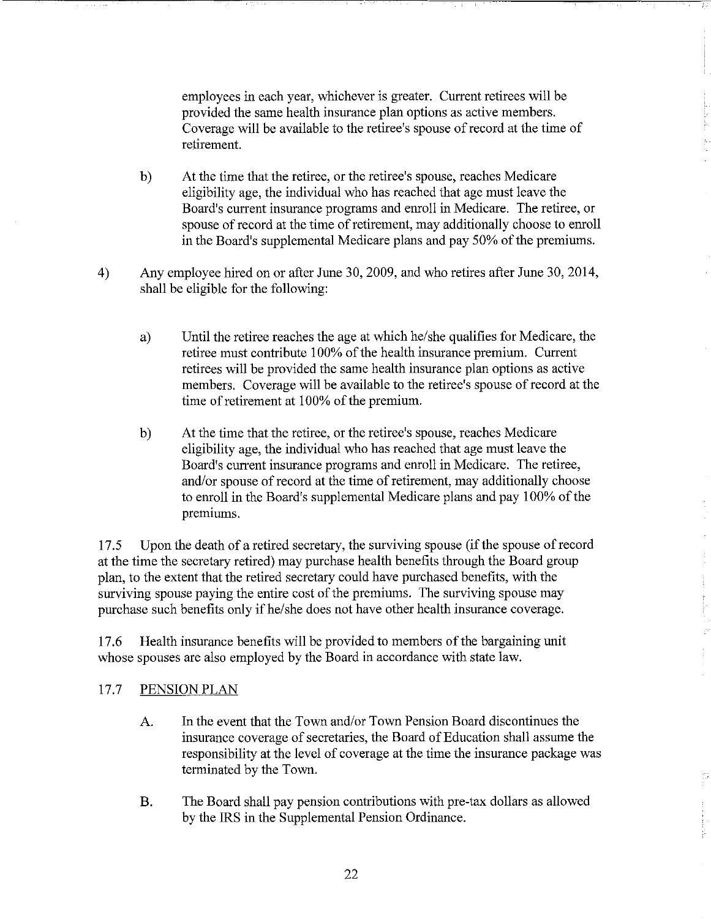employees in each year, whichever is greater. Current retirees will be provided the same health insurance plan options as active members. Coverage will be available to the retiree's spouse of record at the time of retirement.

b) At the time that the retiree, or the retiree's spouse, reaches Medicare eligibility age, the individual who has reached that age must leave the Board's current insurance programs and enroll in Medicare. The retiree, or spouse of record at the time of retirement, may additionally choose to enroll in the Board's supplemental Medicare plans and pay 50% of the premiums.

4) Any employee hired on or after June 30, 2009, and who retires after June 30, 2014, shall be eligible for the following:

a) Until the retiree reaches the age at which he/she qualifies for Medicare, the retiree must contribute 100% of the health insurance premium. Current retirees will be provided the same health insurance plan options as active members. Coverage will be available to the retiree's spouse of record at the time of retirement at 100% of the premium.

b) At the time that the retiree, or the retiree's spouse, reaches Medicare eligibility age, the individual who has reached that age must leave the Board's current insurance programs and enroll in Medicare. The retiree, and/or spouse of record at the time of retirement, may additionally choose to enroll in the Board's supplemental Medicare plans and pay 100% of the premiums.

17.5 Upon the death of a retired secretary, the surviving spouse (if the spouse of record at the time the secretary retired) may purchase health benefits through the Board group plan, to the extent that the retired secretary could have purchased benefits, with the surviving spouse paying the entire cost of the premiums. The surviving spouse may purchase such benefits only if he/she does not have other health insurance coverage.

17.6 Health insurance benefits will be provided to members of the bargaining unit whose spouses are also employed by the Board in accordance with state law.

17.7 PENSION PLAN

A. In the event that the Town and/or Town Pension Board discontinues the insurance coverage of secretaries, the Board of Education shall assume the responsibility at the level of coverage at the time the insurance package was terminated by the Town.

B. The Board shall pay pension contributions with pre-tax dollars as allowed by the IRS in the Supplemental Pension Ordinance.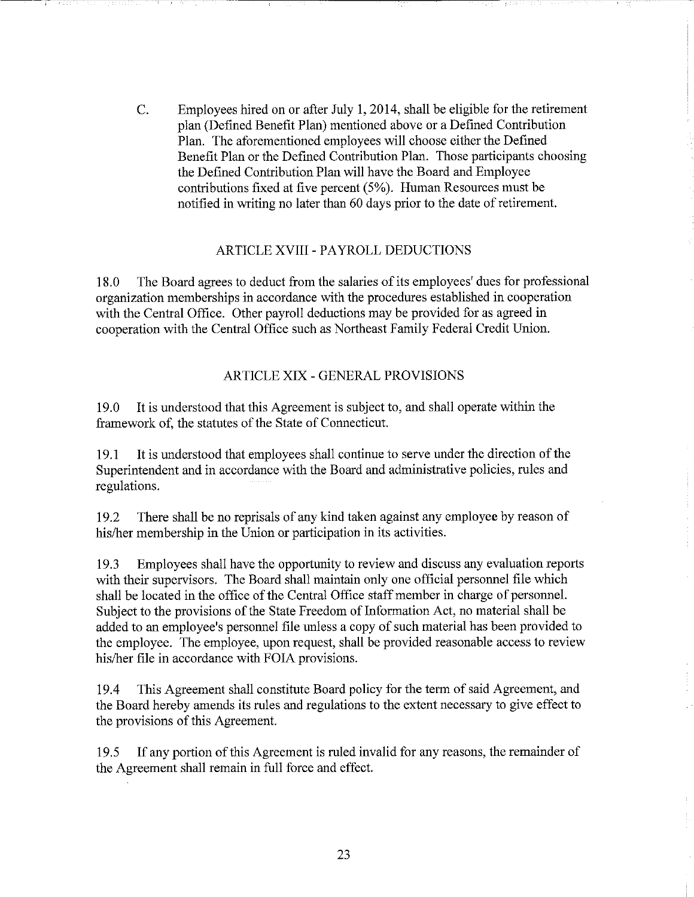C. Employees hired on or after July 1, 2014, shall be eligible for the retirement plan (Defined Benefit Plan) mentioned above or a Defined Contribution Plan. The aforementioned employees will choose either the Defined Benefit Plan or the Defined Contribution Plan. Those participants choosing the Defined Contribution Plan will have the Board and Employee contributions fixed at five percent (5%). Human Resources must be notified in writing no later than 60 days prior to the date of retirement.

## ARTICLE XVIII - PAYROLL DEDUCTIONS

18.0 The Board agrees to deduct from the salaries of its employees' dues for professional organization memberships in accordance with the procedures established in cooperation with the Central Office. Other payroll deductions may be provided for as agreed in cooperation with the Central Office such as Northeast Family Federal Credit Union.

## ARTICLE XIX - GENERAL PROVISIONS

19.0 It is understood that this Agreement is subject to, and shall operate within the framework of, the statutes of the State of Connecticut.

19.1 It is understood that employees shall continue to serve under the direction of the Superintendent and in accordance with the Board and administrative policies, rules and regulations.

19.2 There shall be no reprisals of any kind taken against any employee by reason of his/her membership in the Union or participation in its activities.

19.3 Employees shall have the opportunity to review and discuss any evaluation reports with their supervisors. The Board shall maintain only one official personnel file which shall be located in the office of the Central Office staff member in charge of personnel. Subject to the provisions of the State Freedom of Information Act, no material shall be added to an employee's personnel file unless a copy of such material has been provided to the employee. The employee, upon request, shall be provided reasonable access to review his/her file in accordance with FOIA provisions.

19.4 This Agreement shall constitute Board policy for the term of said Agreement, and the Board hereby amends its rules and regulations to the extent necessary to give effect to the provisions of this Agreement.

19.5 If any portion of this Agreement is ruled invalid for any reasons, the remainder of the Agreement shall remain in full force and effect.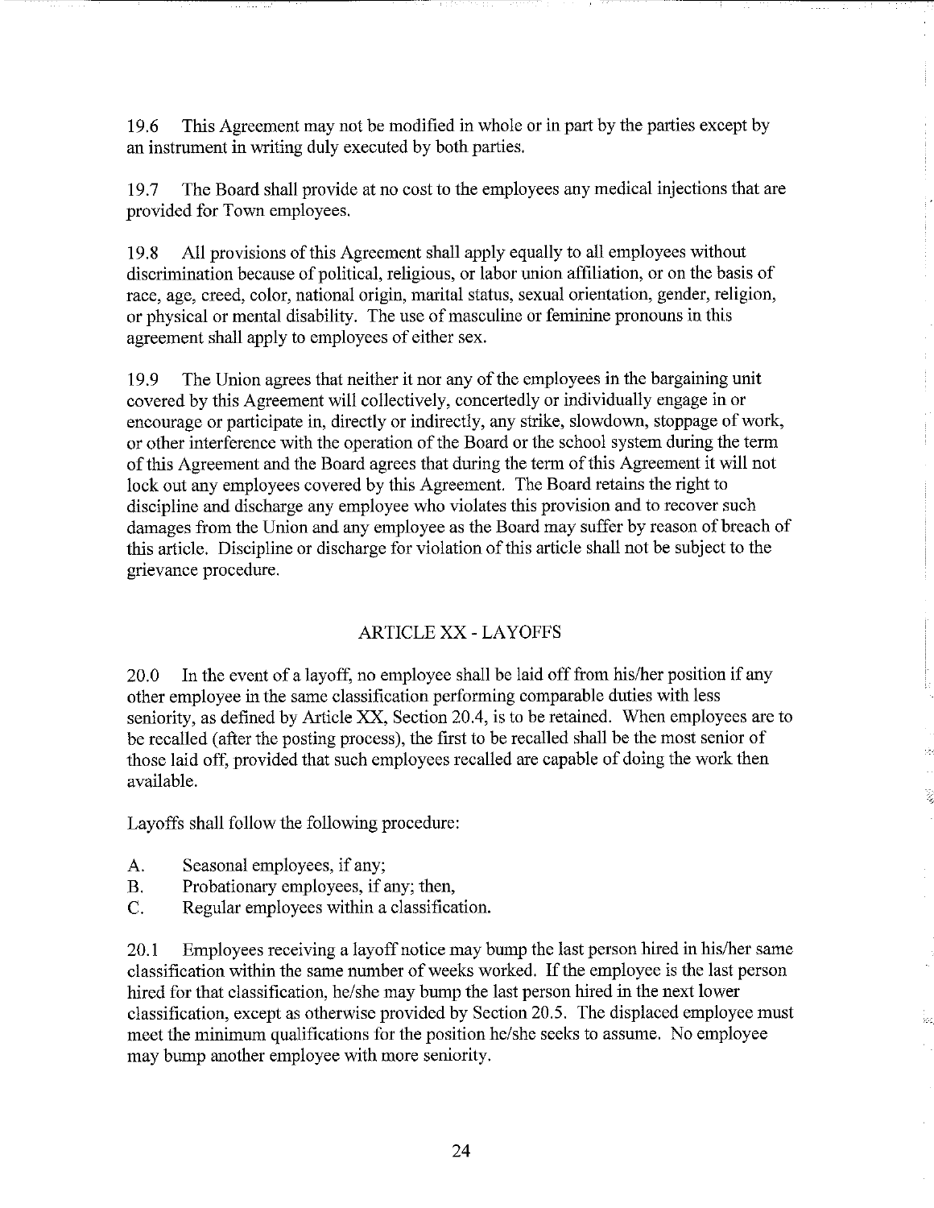19.6 This Agreement may not be modified in whole or in part by the parties except by an instrument in writing duly executed by both parties.

19.7 The Board shall provide at no cost to the employees any medical injections that are provided for Town employees.

19.8 All provisions of this Agreement shall apply equally to all employees without discrimination because of political, religious, or labor union affiliation, or on the basis of race, age, creed, color, national origin, marital status, sexual orientation, gender, religion, or physical or mental disability. The use of masculine or feminine pronouns in this agreement shall apply to employees of either sex.

19.9 The Union agrees that neither it nor any of the employees in the bargaining unit covered by this Agreement will collectively, concertedly or individually engage in or encourage or participate in, directly or indirectly, any strike, slowdown, stoppage of work, or other interference with the operation of the Board or the school system during the term of this Agreement and the Board agrees that during the term of this Agreement it will not lock out any employees covered by this Agreement. The Board retains the right to discipline and discharge any employee who violates this provision and to recover such damages from the Union and any employee as the Board may suffer by reason of breach of this article. Discipline or discharge for violation of this article shall not be subject to the grievance procedure.

## ARTICLE XX - LAYOFFS

20.0 In the event of a layoff, no employee shall be laid off from his/her position if any other employee in the same classification performing comparable duties with less seniority, as defined by Article XX, Section 20.4, is to be retained. When employees are to be recalled (after the posting process), the first to be recalled shall be the most senior of those laid off, provided that such employees recalled are capable of doing the work then available.

Layoffs shall follow the following procedure:

A. Seasonal employees, if any;
B. Probationary employees, if any; then,
C. Regular employees within a classification.

20.1 Employees receiving a layoff notice may bump the last person hired in his/her same classification within the same number of weeks worked. If the employee is the last person hired for that classification, he/she may bump the last person hired in the next lower classification, except as otherwise provided by Section 20.5. The displaced employee must meet the minimum qualifications for the position he/she seeks to assume. No employee may bump another employee with more seniority.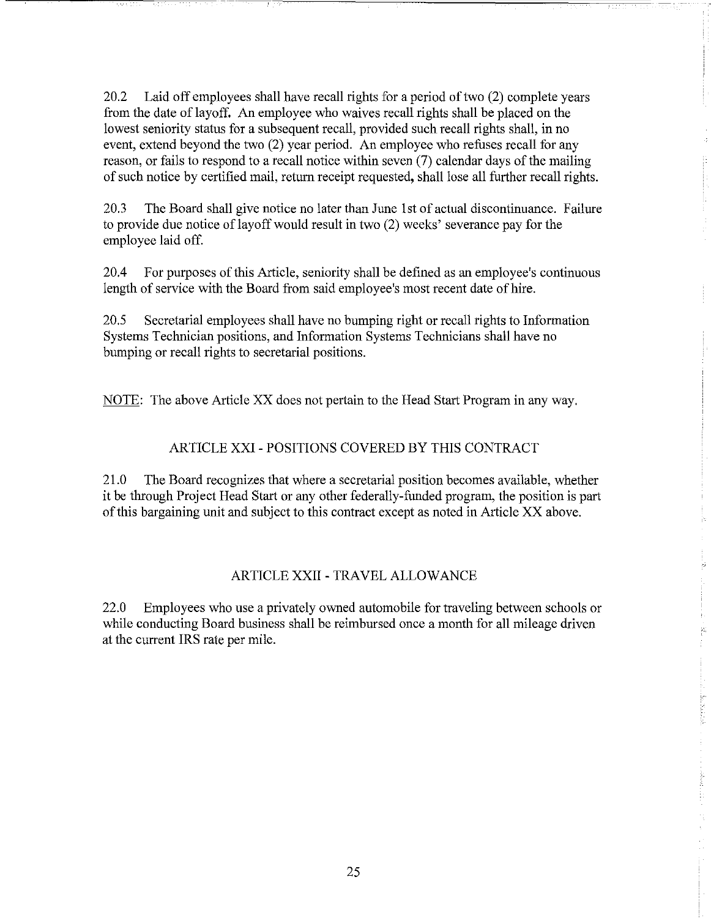20.2 Laid off employees shall have recall rights for a period of two (2) complete years from the date of layoff. An employee who waives recall rights shall be placed on the lowest seniority status for a subsequent recall, provided such recall rights shall, in no event, extend beyond the two (2) year period. An employee who refuses recall for any reason, or fails to respond to a recall notice within seven (7) calendar days of the mailing of such notice by certified mail, return receipt requested, shall lose all further recall rights.

20.3 The Board shall give notice no later than June 1st of actual discontinuance. Failure to provide due notice of layoff would result in two (2) weeks' severance pay for the employee laid off.

20.4 For purposes of this Article, seniority shall be defined as an employee's continuous length of service with the Board from said employee's most recent date of hire.

20.5 Secretarial employees shall have no bumping right or recall rights to Information Systems Technician positions, and Information Systems Technicians shall have no bumping or recall rights to secretarial positions.

<u>NOTE</u>: The above Article XX does not pertain to the Head Start Program in any way.

## ARTICLE XXI - POSITIONS COVERED BY THIS CONTRACT

21.0 The Board recognizes that where a secretarial position becomes available, whether it be through Project Head Start or any other federally-funded program, the position is part of this bargaining unit and subject to this contract except as noted in Article XX above.

## ARTICLE XXII - TRAVEL ALLOWANCE

22.0 Employees who use a privately owned automobile for traveling between schools or while conducting Board business shall be reimbursed once a month for all mileage driven at the current IRS rate per mile.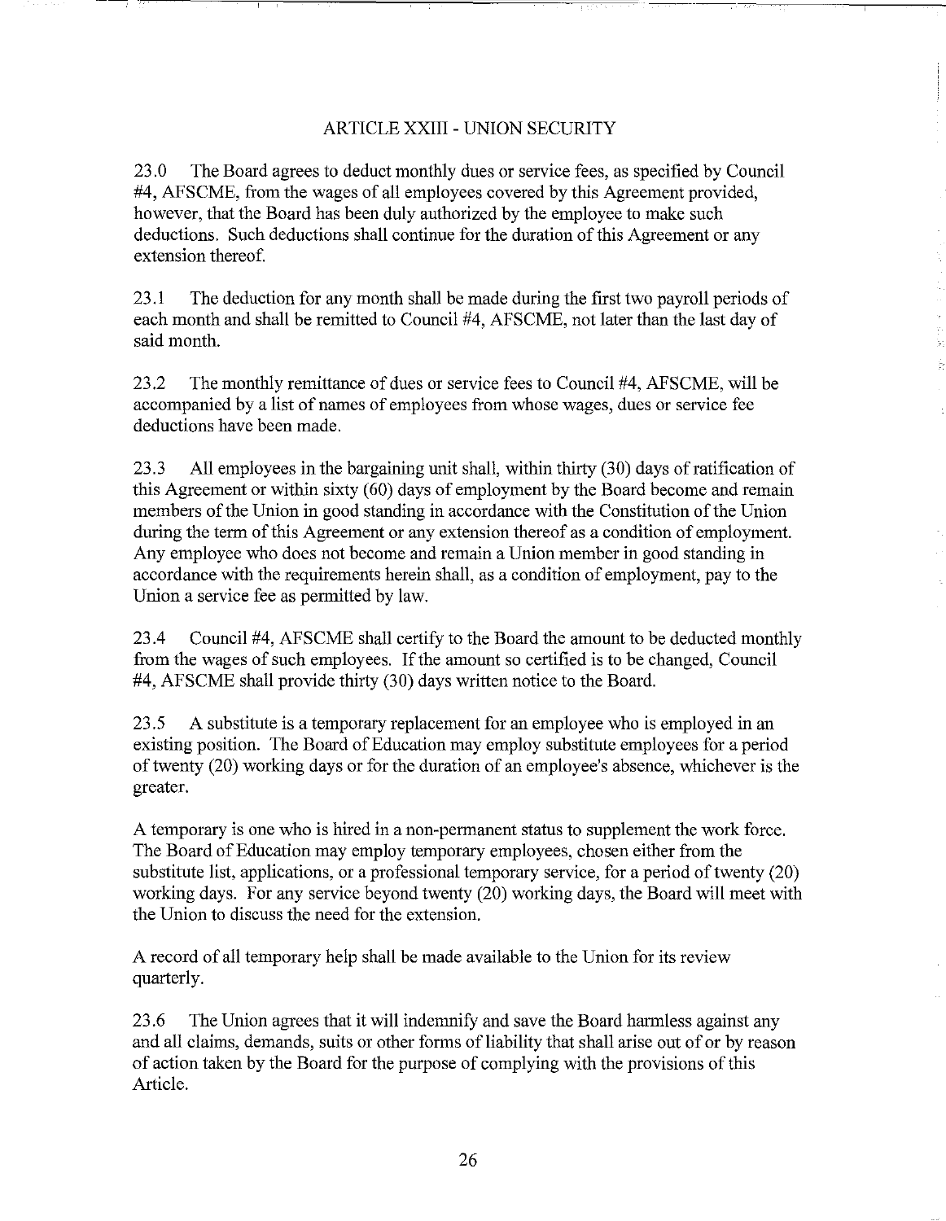## ARTICLE XXIII - UNION SECURITY

23.0 The Board agrees to deduct monthly dues or service fees, as specified by Council #4, AFSCME, from the wages of all employees covered by this Agreement provided, however, that the Board has been duly authorized by the employee to make such deductions. Such deductions shall continue for the duration of this Agreement or any extension thereof.

23.1 The deduction for any month shall be made during the first two payroll periods of each month and shall be remitted to Council #4, AFSCME, not later than the last day of said month.

23.2 The monthly remittance of dues or service fees to Council #4, AFSCME, will be accompanied by a list of names of employees from whose wages, dues or service fee deductions have been made.

23.3 All employees in the bargaining unit shall, within thirty (30) days of ratification of this Agreement or within sixty (60) days of employment by the Board become and remain members of the Union in good standing in accordance with the Constitution of the Union during the term of this Agreement or any extension thereof as a condition of employment. Any employee who does not become and remain a Union member in good standing in accordance with the requirements herein shall, as a condition of employment, pay to the Union a service fee as permitted by law.

23.4 Council #4, AFSCME shall certify to the Board the amount to be deducted monthly from the wages of such employees. If the amount so certified is to be changed, Council #4, AFSCME shall provide thirty (30) days written notice to the Board.

23.5 A substitute is a temporary replacement for an employee who is employed in an existing position. The Board of Education may employ substitute employees for a period of twenty (20) working days or for the duration of an employee's absence, whichever is the greater.

A temporary is one who is hired in a non-permanent status to supplement the work force. The Board of Education may employ temporary employees, chosen either from the substitute list, applications, or a professional temporary service, for a period of twenty (20) working days. For any service beyond twenty (20) working days, the Board will meet with the Union to discuss the need for the extension.

A record of all temporary help shall be made available to the Union for its review quarterly.

23.6 The Union agrees that it will indemnify and save the Board harmless against any and all claims, demands, suits or other forms of liability that shall arise out of or by reason of action taken by the Board for the purpose of complying with the provisions of this Article.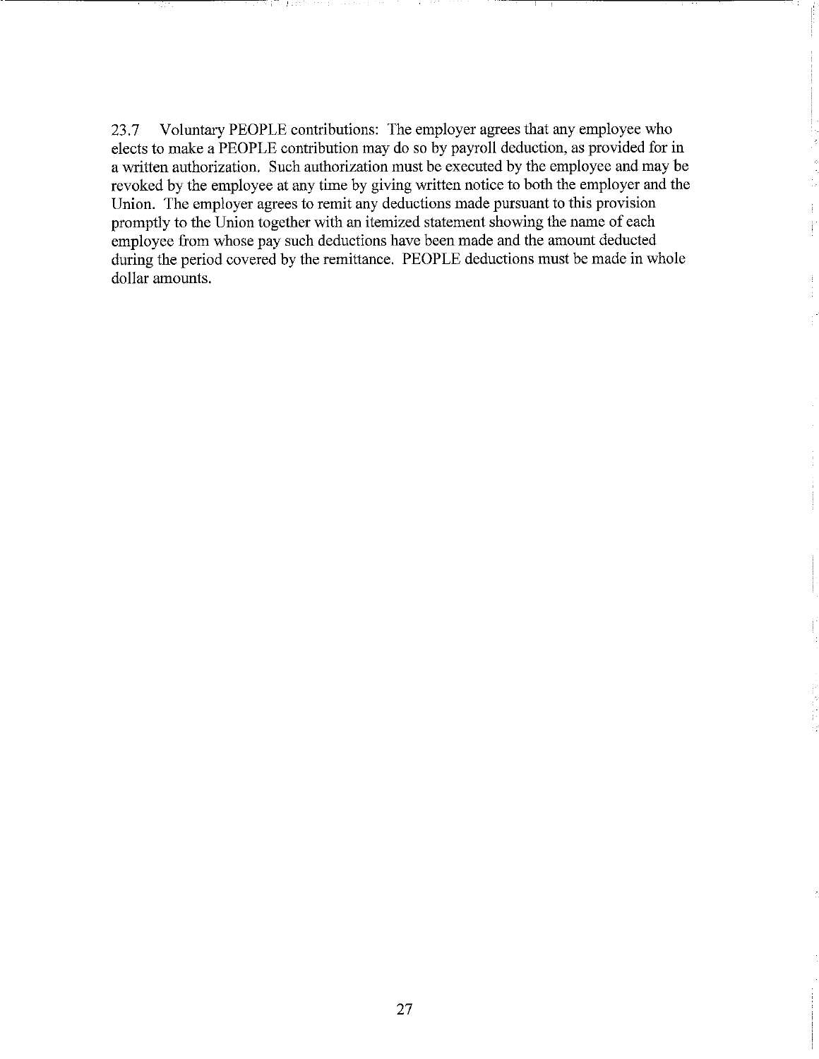23.7 Voluntary PEOPLE contributions: The employer agrees that any employee who elects to make a PEOPLE contribution may do so by payroll deduction, as provided for in a written authorization. Such authorization must be executed by the employee and may be revoked by the employee at any time by giving written notice to both the employer and the Union. The employer agrees to remit any deductions made pursuant to this provision promptly to the Union together with an itemized statement showing the name of each employee from whose pay such deductions have been made and the amount deducted during the period covered by the remittance. PEOPLE deductions must be made in whole dollar amounts.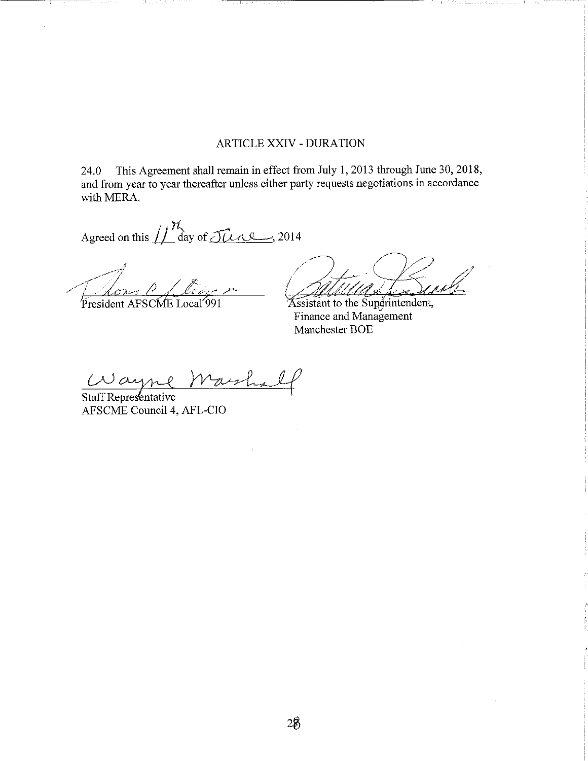## ARTICLE XXIV - DURATION

24.0 This Agreement shall remain in effect from July 1, 2013 through June 30, 2018, and from year to year thereafter unless either party requests negotiations in accordance with MERA.

Agreed on this 11th day of June, 2014

President AFSCME Local 991

Assistant to the Superintendent,
Finance and Management
Manchester BOE

Staff Representative
AFSCME Council 4, AFL-CIO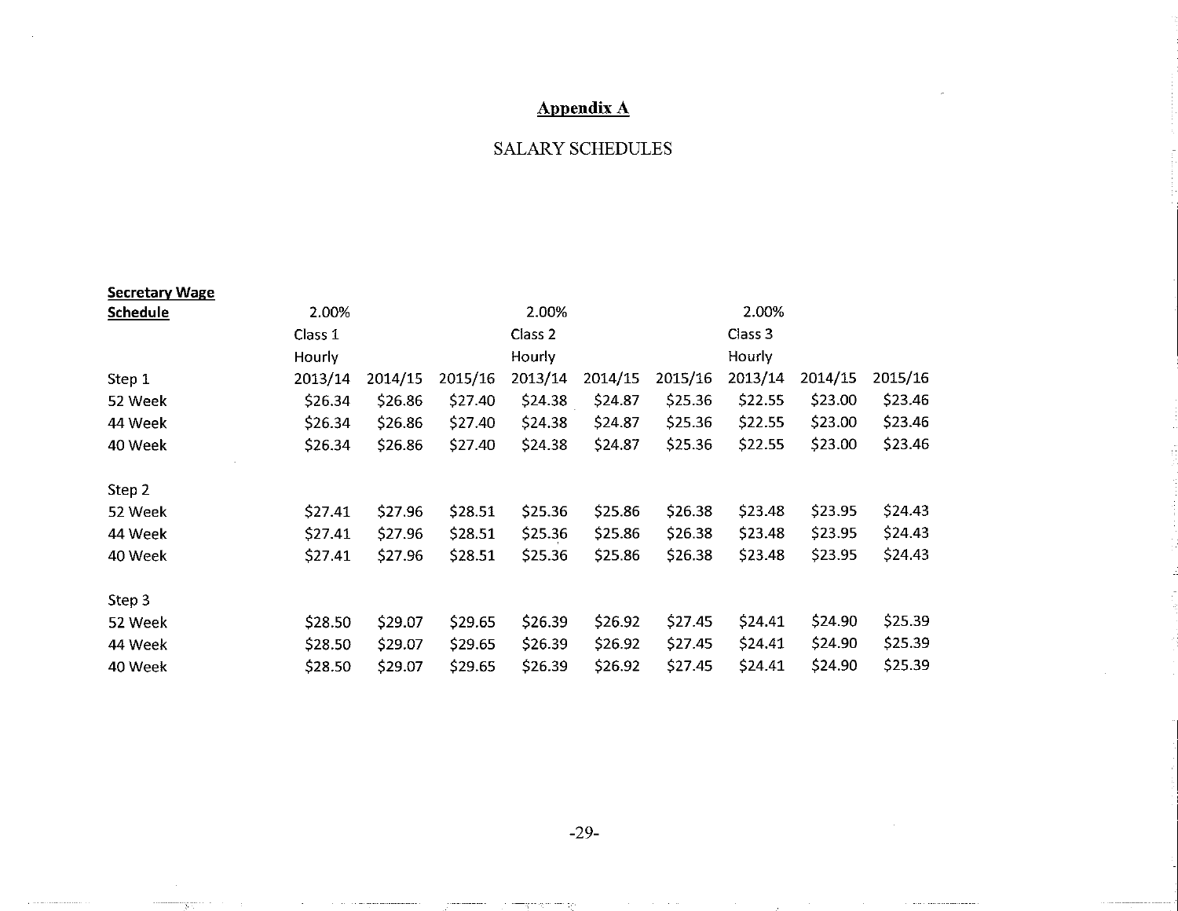## Appendix A

SALARY SCHEDULES

| **Secretary Wage Schedule** | 2.00% | | | 2.00% | | | 2.00% | | |
|---|---|---|---|---|---|---|---|---|---|
| | Class 1 | | | Class 2 | | | Class 3 | | |
| | Hourly | | | Hourly | | | Hourly | | |
| Step 1 | 2013/14 | 2014/15 | 2015/16 | 2013/14 | 2014/15 | 2015/16 | 2013/14 | 2014/15 | 2015/16 |
| 52 Week | $26.34 | $26.86 | $27.40 | $24.38 | $24.87 | $25.36 | $22.55 | $23.00 | $23.46 |
| 44 Week | $26.34 | $26.86 | $27.40 | $24.38 | $24.87 | $25.36 | $22.55 | $23.00 | $23.46 |
| 40 Week | $26.34 | $26.86 | $27.40 | $24.38 | $24.87 | $25.36 | $22.55 | $23.00 | $23.46 |
| | | | | | | | | | |
| Step 2 | | | | | | | | | |
| 52 Week | $27.41 | $27.96 | $28.51 | $25.36 | $25.86 | $26.38 | $23.48 | $23.95 | $24.43 |
| 44 Week | $27.41 | $27.96 | $28.51 | $25.36 | $25.86 | $26.38 | $23.48 | $23.95 | $24.43 |
| 40 Week | $27.41 | $27.96 | $28.51 | $25.36 | $25.86 | $26.38 | $23.48 | $23.95 | $24.43 |
| | | | | | | | | | |
| Step 3 | | | | | | | | | |
| 52 Week | $28.50 | $29.07 | $29.65 | $26.39 | $26.92 | $27.45 | $24.41 | $24.90 | $25.39 |
| 44 Week | $28.50 | $29.07 | $29.65 | $26.39 | $26.92 | $27.45 | $24.41 | $24.90 | $25.39 |
| 40 Week | $28.50 | $29.07 | $29.65 | $26.39 | $26.92 | $27.45 | $24.41 | $24.90 | $25.39 |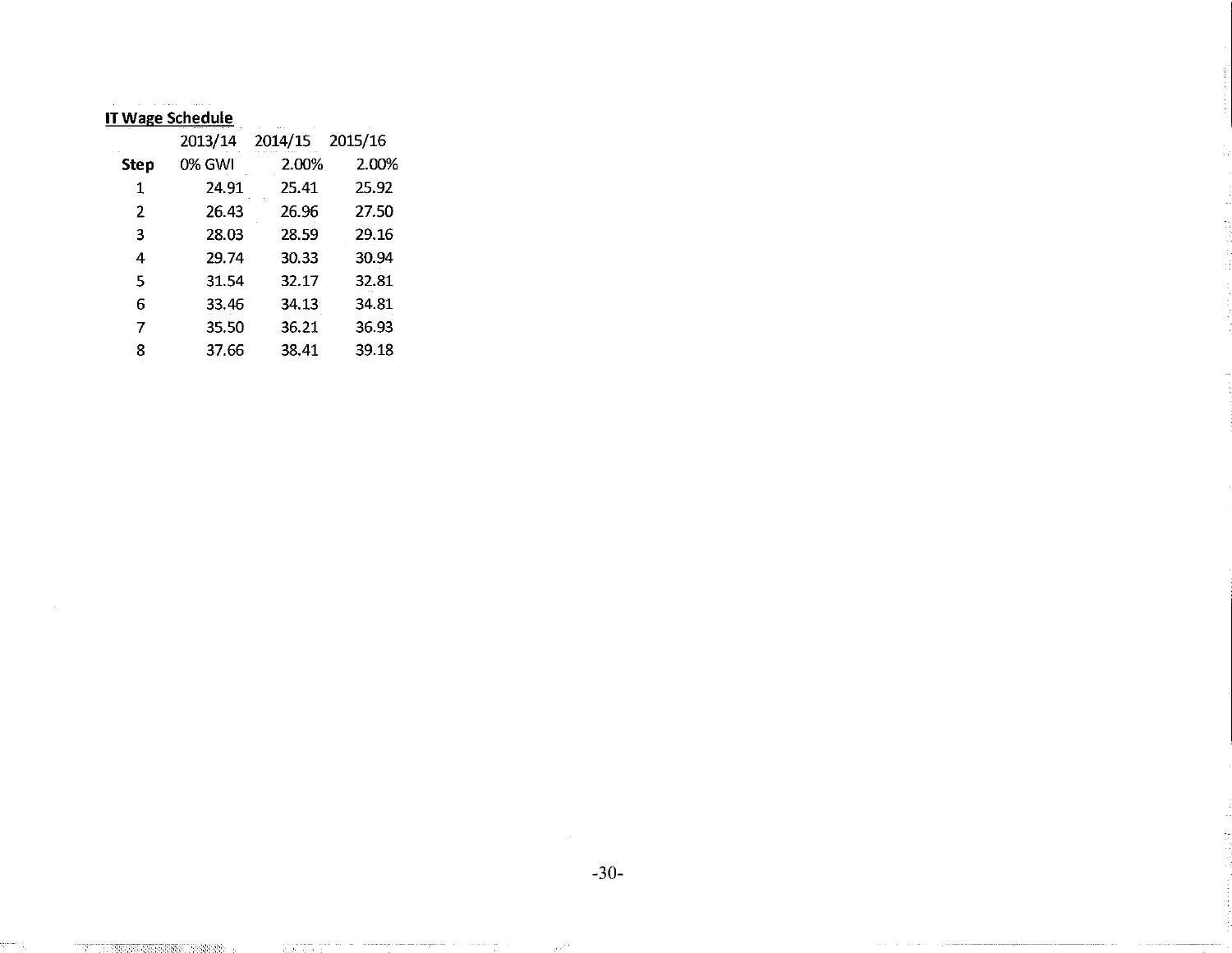**IT Wage Schedule**

| | 2013/14 | 2014/15 | 2015/16 |
|---|---|---|---|
| **Step** | 0% GWI | 2.00% | 2.00% |
| 1 | 24.91 | 25.41 | 25.92 |
| 2 | 26.43 | 26.96 | 27.50 |
| 3 | 28.03 | 28.59 | 29.16 |
| 4 | 29.74 | 30.33 | 30.94 |
| 5 | 31.54 | 32.17 | 32.81 |
| 6 | 33.46 | 34.13 | 34.81 |
| 7 | 35.50 | 36.21 | 36.93 |
| 8 | 37.66 | 38.41 | 39.18 |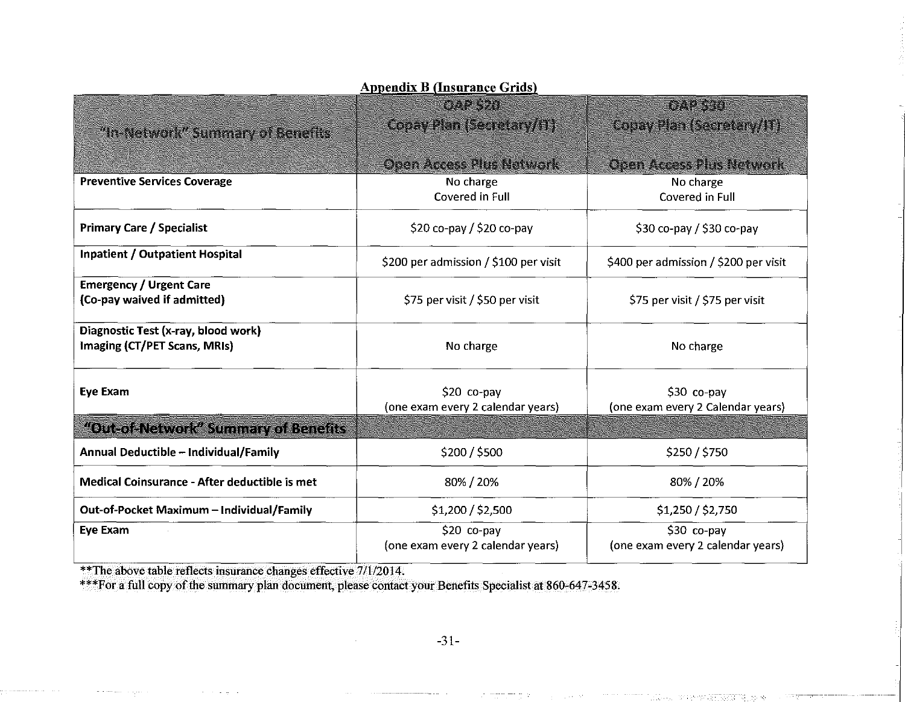## Appendix B (Insurance Grids)

| "In-Network" Summary of Benefits | OAP $20 Copay Plan (Secretary/IT) Open Access Plus Network | OAP $30 Copay Plan (Secretary/IT) Open Access Plus Network |
|---|---|---|
| **Preventive Services Coverage** | No charge Covered in Full | No charge Covered in Full |
| **Primary Care / Specialist** | $20 co-pay / $20 co-pay | $30 co-pay / $30 co-pay |
| **Inpatient / Outpatient Hospital** | $200 per admission / $100 per visit | $400 per admission / $200 per visit |
| **Emergency / Urgent Care (Co-pay waived if admitted)** | $75 per visit / $50 per visit | $75 per visit / $75 per visit |
| **Diagnostic Test (x-ray, blood work) Imaging (CT/PET Scans, MRIs)** | No charge | No charge |
| **Eye Exam** | $20 co-pay (one exam every 2 calendar years) | $30 co-pay (one exam every 2 Calendar years) |
| **"Out-of-Network" Summary of Benefits** | | |
| **Annual Deductible – Individual/Family** | $200 / $500 | $250 / $750 |
| **Medical Coinsurance - After deductible is met** | 80% / 20% | 80% / 20% |
| **Out-of-Pocket Maximum – Individual/Family** | $1,200 / $2,500 | $1,250 / $2,750 |
| **Eye Exam** | $20 co-pay (one exam every 2 calendar years) | $30 co-pay (one exam every 2 calendar years) |

**The above table reflects insurance changes effective 7/1/2014.

***For a full copy of the summary plan document, please contact your Benefits Specialist at 860-647-3458.